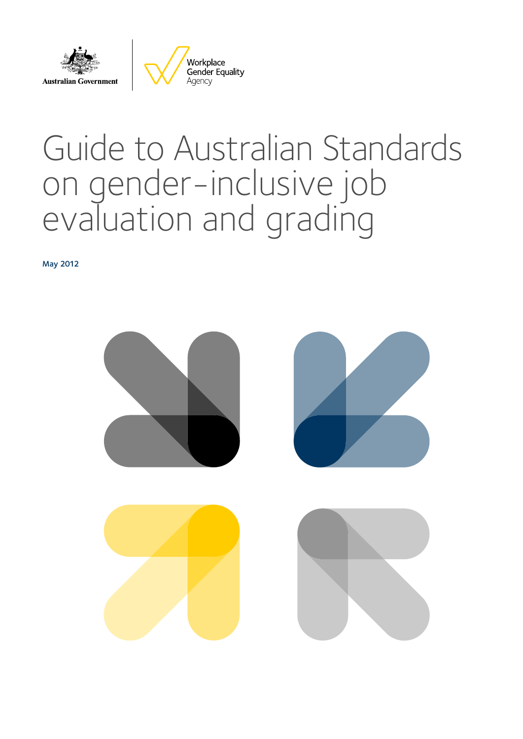Australian Government

Workplace Gender Equality Agency

# Guide to Australian Standards on gender-inclusive job evaluation and grading

May 2012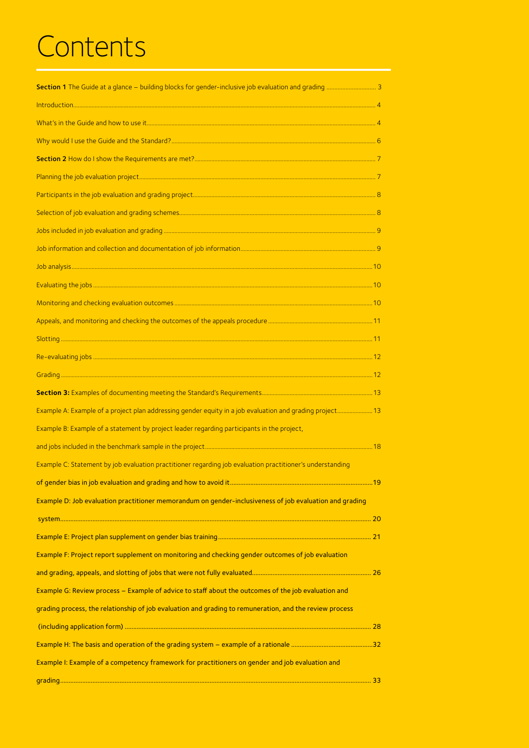# Contents

**Section 1** The Guide at a glance – building blocks for gender-inclusive job evaluation and grading ..... 3

Introduction ..... 4

What's in the Guide and how to use it ..... 4

Why would I use the Guide and the Standard? ..... 6

**Section 2** How do I show the Requirements are met? ..... 7

Planning the job evaluation project ..... 7

Participants in the job evaluation and grading project ..... 8

Selection of job evaluation and grading schemes ..... 8

Jobs included in job evaluation and grading ..... 9

Job information and collection and documentation of job information ..... 9

Job analysis ..... 10

Evaluating the jobs ..... 10

Monitoring and checking evaluation outcomes ..... 10

Appeals, and monitoring and checking the outcomes of the appeals procedure ..... 11

Slotting ..... 11

Re-evaluating jobs ..... 12

Grading ..... 12

**Section 3:** Examples of documenting meeting the Standard's Requirements ..... 13

Example A: Example of a project plan addressing gender equity in a job evaluation and grading project ..... 13

Example B: Example of a statement by project leader regarding participants in the project, and jobs included in the benchmark sample in the project ..... 18

Example C: Statement by job evaluation practitioner regarding job evaluation practitioner's understanding of gender bias in job evaluation and grading and how to avoid it ..... 19

Example D: Job evaluation practitioner memorandum on gender-inclusiveness of job evaluation and grading system ..... 20

Example E: Project plan supplement on gender bias training ..... 21

Example F: Project report supplement on monitoring and checking gender outcomes of job evaluation and grading, appeals, and slotting of jobs that were not fully evaluated ..... 26

Example G: Review process – Example of advice to staff about the outcomes of the job evaluation and grading process, the relationship of job evaluation and grading to remuneration, and the review process (including application form) ..... 28

Example H: The basis and operation of the grading system – example of a rationale ..... 32

Example I: Example of a competency framework for practitioners on gender and job evaluation and grading ..... 33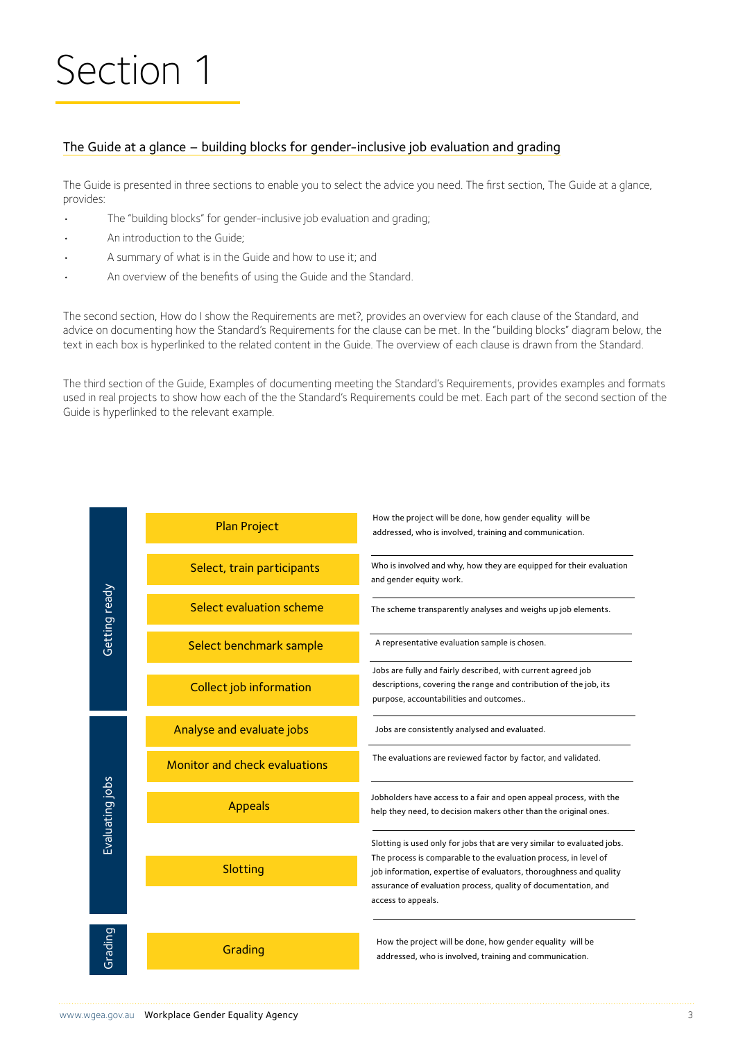# Section 1

## The Guide at a glance – building blocks for gender-inclusive job evaluation and grading

The Guide is presented in three sections to enable you to select the advice you need. The first section, The Guide at a glance, provides:

- The "building blocks" for gender-inclusive job evaluation and grading;
- An introduction to the Guide;
- A summary of what is in the Guide and how to use it; and
- An overview of the benefits of using the Guide and the Standard.

The second section, How do I show the Requirements are met?, provides an overview for each clause of the Standard, and advice on documenting how the Standard's Requirements for the clause can be met. In the "building blocks" diagram below, the text in each box is hyperlinked to the related content in the Guide. The overview of each clause is drawn from the Standard.

The third section of the Guide, Examples of documenting meeting the Standard's Requirements, provides examples and formats used in real projects to show how each of the the Standard's Requirements could be met. Each part of the second section of the Guide is hyperlinked to the relevant example.

| Stage | Building block | Description |
|---|---|---|
| Getting ready | Plan Project | How the project will be done, how gender equality will be addressed, who is involved, training and communication. |
| | Select, train participants | Who is involved and why, how they are equipped for their evaluation and gender equity work. |
| | Select evaluation scheme | The scheme transparently analyses and weighs up job elements. |
| | Select benchmark sample | A representative evaluation sample is chosen. |
| | Collect job information | Jobs are fully and fairly described, with current agreed job descriptions, covering the range and contribution of the job, its purpose, accountabilities and outcomes.. |
| Evaluating jobs | Analyse and evaluate jobs | Jobs are consistently analysed and evaluated. |
| | Monitor and check evaluations | The evaluations are reviewed factor by factor, and validated. |
| | Appeals | Jobholders have access to a fair and open appeal process, with the help they need, to decision makers other than the original ones. |
| | Slotting | Slotting is used only for jobs that are very similar to evaluated jobs. The process is comparable to the evaluation process, in level of job information, expertise of evaluators, thoroughness and quality assurance of evaluation process, quality of documentation, and access to appeals. |
| Grading | Grading | How the project will be done, how gender equality will be addressed, who is involved, training and communication. |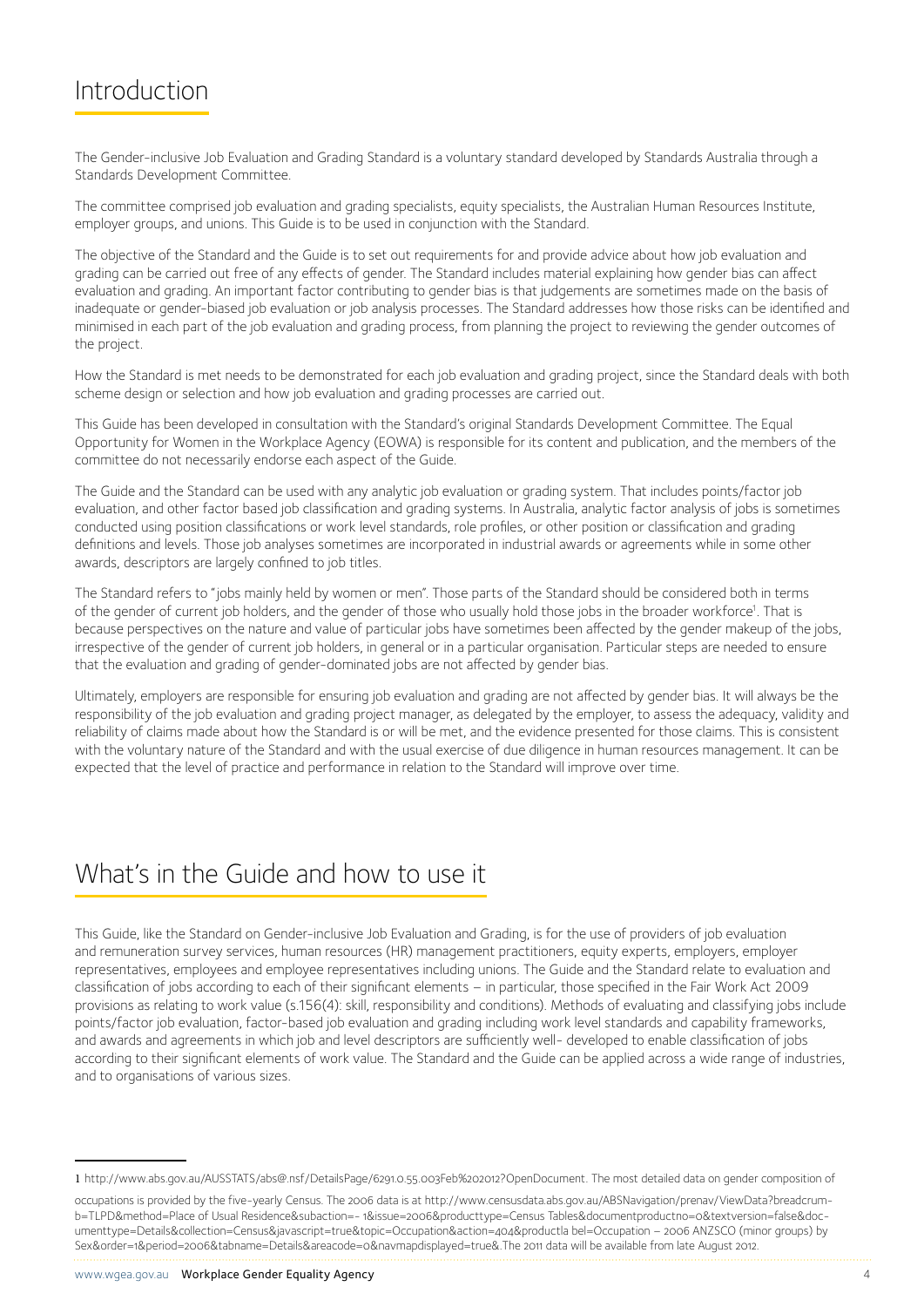## Introduction

The Gender-inclusive Job Evaluation and Grading Standard is a voluntary standard developed by Standards Australia through a Standards Development Committee.

The committee comprised job evaluation and grading specialists, equity specialists, the Australian Human Resources Institute, employer groups, and unions. This Guide is to be used in conjunction with the Standard.

The objective of the Standard and the Guide is to set out requirements for and provide advice about how job evaluation and grading can be carried out free of any effects of gender. The Standard includes material explaining how gender bias can affect evaluation and grading. An important factor contributing to gender bias is that judgements are sometimes made on the basis of inadequate or gender-biased job evaluation or job analysis processes. The Standard addresses how those risks can be identified and minimised in each part of the job evaluation and grading process, from planning the project to reviewing the gender outcomes of the project.

How the Standard is met needs to be demonstrated for each job evaluation and grading project, since the Standard deals with both scheme design or selection and how job evaluation and grading processes are carried out.

This Guide has been developed in consultation with the Standard's original Standards Development Committee. The Equal Opportunity for Women in the Workplace Agency (EOWA) is responsible for its content and publication, and the members of the committee do not necessarily endorse each aspect of the Guide.

The Guide and the Standard can be used with any analytic job evaluation or grading system. That includes points/factor job evaluation, and other factor based job classification and grading systems. In Australia, analytic factor analysis of jobs is sometimes conducted using position classifications or work level standards, role profiles, or other position or classification and grading definitions and levels. Those job analyses sometimes are incorporated in industrial awards or agreements while in some other awards, descriptors are largely confined to job titles.

The Standard refers to "jobs mainly held by women or men". Those parts of the Standard should be considered both in terms of the gender of current job holders, and the gender of those who usually hold those jobs in the broader workforce[1]. That is because perspectives on the nature and value of particular jobs have sometimes been affected by the gender makeup of the jobs, irrespective of the gender of current job holders, in general or in a particular organisation. Particular steps are needed to ensure that the evaluation and grading of gender-dominated jobs are not affected by gender bias.

Ultimately, employers are responsible for ensuring job evaluation and grading are not affected by gender bias. It will always be the responsibility of the job evaluation and grading project manager, as delegated by the employer, to assess the adequacy, validity and reliability of claims made about how the Standard is or will be met, and the evidence presented for those claims. This is consistent with the voluntary nature of the Standard and with the usual exercise of due diligence in human resources management. It can be expected that the level of practice and performance in relation to the Standard will improve over time.

## What's in the Guide and how to use it

This Guide, like the Standard on Gender-inclusive Job Evaluation and Grading, is for the use of providers of job evaluation and remuneration survey services, human resources (HR) management practitioners, equity experts, employers, employer representatives, employees and employee representatives including unions. The Guide and the Standard relate to evaluation and classification of jobs according to each of their significant elements – in particular, those specified in the Fair Work Act 2009 provisions as relating to work value (s.156(4): skill, responsibility and conditions). Methods of evaluating and classifying jobs include points/factor job evaluation, factor-based job evaluation and grading including work level standards and capability frameworks, and awards and agreements in which job and level descriptors are sufficiently well- developed to enable classification of jobs according to their significant elements of work value. The Standard and the Guide can be applied across a wide range of industries, and to organisations of various sizes.

---

1 http://www.abs.gov.au/AUSSTATS/abs@.nsf/DetailsPage/6291.0.55.003Feb%202012?OpenDocument. The most detailed data on gender composition of

occupations is provided by the five-yearly Census. The 2006 data is at http://www.censusdata.abs.gov.au/ABSNavigation/prenav/ViewData?breadcrumb=TLPD&method=Place of Usual Residence&subaction=- 1&issue=2006&producttype=Census Tables&documentproductno=0&textversion=false&documenttype=Details&collection=Census&javascript=true&topic=Occupation&action=404&productla bel=Occupation – 2006 ANZSCO (minor groups) by Sex&order=1&period=2006&tabname=Details&areacode=0&navmapdisplayed=true&.The 2011 data will be available from late August 2012.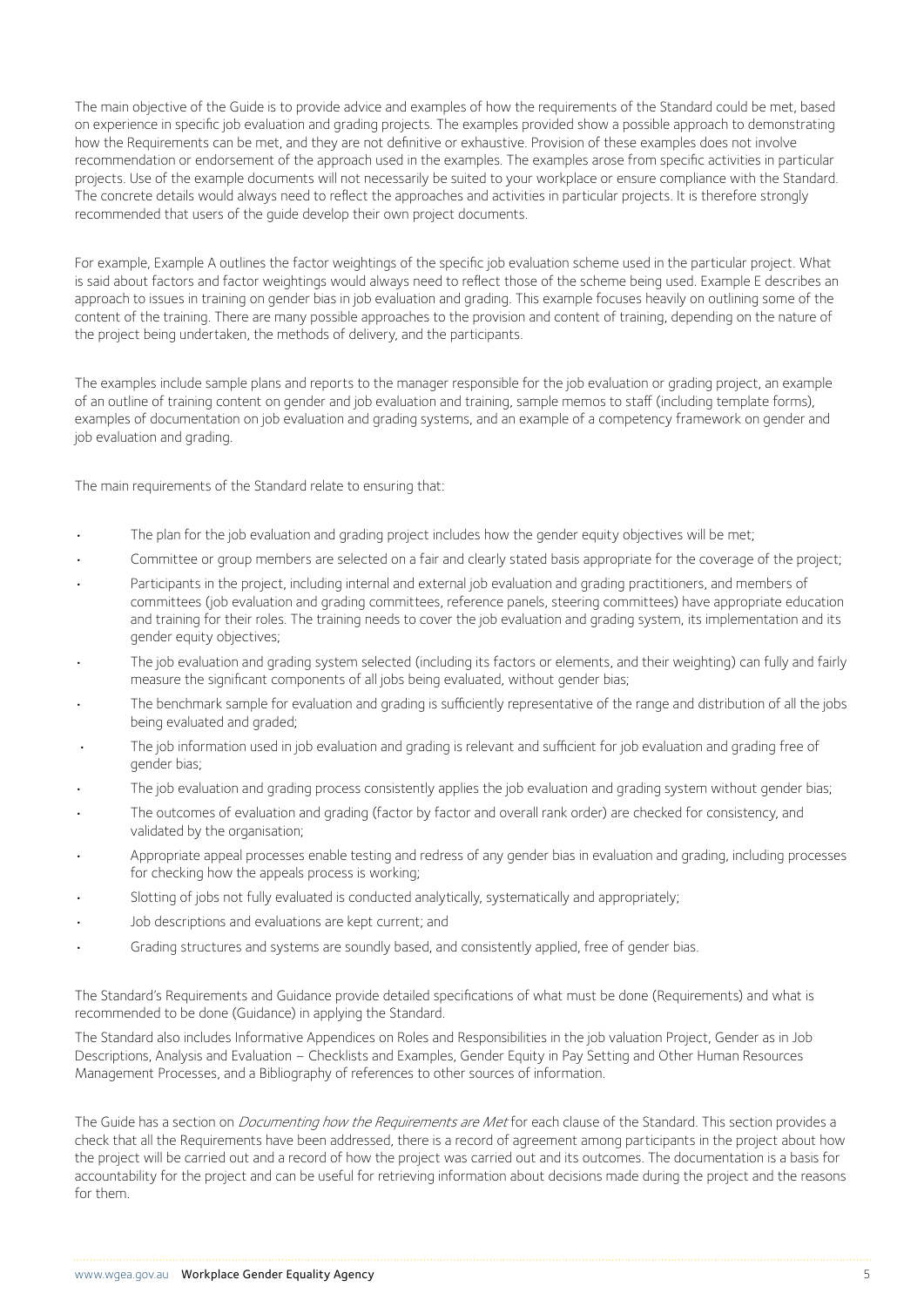The main objective of the Guide is to provide advice and examples of how the requirements of the Standard could be met, based on experience in specific job evaluation and grading projects. The examples provided show a possible approach to demonstrating how the Requirements can be met, and they are not definitive or exhaustive. Provision of these examples does not involve recommendation or endorsement of the approach used in the examples. The examples arose from specific activities in particular projects. Use of the example documents will not necessarily be suited to your workplace or ensure compliance with the Standard. The concrete details would always need to reflect the approaches and activities in particular projects. It is therefore strongly recommended that users of the guide develop their own project documents.

For example, Example A outlines the factor weightings of the specific job evaluation scheme used in the particular project. What is said about factors and factor weightings would always need to reflect those of the scheme being used. Example E describes an approach to issues in training on gender bias in job evaluation and grading. This example focuses heavily on outlining some of the content of the training. There are many possible approaches to the provision and content of training, depending on the nature of the project being undertaken, the methods of delivery, and the participants.

The examples include sample plans and reports to the manager responsible for the job evaluation or grading project, an example of an outline of training content on gender and job evaluation and training, sample memos to staff (including template forms), examples of documentation on job evaluation and grading systems, and an example of a competency framework on gender and job evaluation and grading.

The main requirements of the Standard relate to ensuring that:

- The plan for the job evaluation and grading project includes how the gender equity objectives will be met;
- Committee or group members are selected on a fair and clearly stated basis appropriate for the coverage of the project;
- Participants in the project, including internal and external job evaluation and grading practitioners, and members of committees (job evaluation and grading committees, reference panels, steering committees) have appropriate education and training for their roles. The training needs to cover the job evaluation and grading system, its implementation and its gender equity objectives;
- The job evaluation and grading system selected (including its factors or elements, and their weighting) can fully and fairly measure the significant components of all jobs being evaluated, without gender bias;
- The benchmark sample for evaluation and grading is sufficiently representative of the range and distribution of all the jobs being evaluated and graded;
- The job information used in job evaluation and grading is relevant and sufficient for job evaluation and grading free of gender bias;
- The job evaluation and grading process consistently applies the job evaluation and grading system without gender bias;
- The outcomes of evaluation and grading (factor by factor and overall rank order) are checked for consistency, and validated by the organisation;
- Appropriate appeal processes enable testing and redress of any gender bias in evaluation and grading, including processes for checking how the appeals process is working;
- Slotting of jobs not fully evaluated is conducted analytically, systematically and appropriately;
- Job descriptions and evaluations are kept current; and
- Grading structures and systems are soundly based, and consistently applied, free of gender bias.

The Standard's Requirements and Guidance provide detailed specifications of what must be done (Requirements) and what is recommended to be done (Guidance) in applying the Standard.

The Standard also includes Informative Appendices on Roles and Responsibilities in the job valuation Project, Gender as in Job Descriptions, Analysis and Evaluation – Checklists and Examples, Gender Equity in Pay Setting and Other Human Resources Management Processes, and a Bibliography of references to other sources of information.

The Guide has a section on *Documenting how the Requirements are Met* for each clause of the Standard. This section provides a check that all the Requirements have been addressed, there is a record of agreement among participants in the project about how the project will be carried out and a record of how the project was carried out and its outcomes. The documentation is a basis for accountability for the project and can be useful for retrieving information about decisions made during the project and the reasons for them.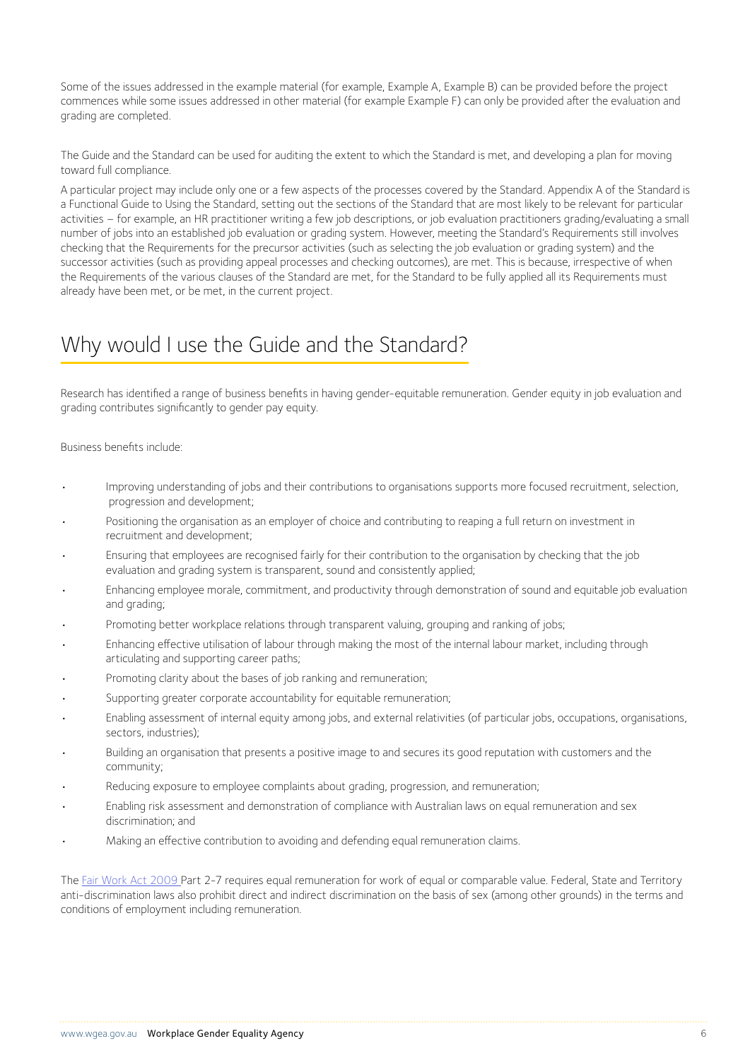Some of the issues addressed in the example material (for example, Example A, Example B) can be provided before the project commences while some issues addressed in other material (for example Example F) can only be provided after the evaluation and grading are completed.

The Guide and the Standard can be used for auditing the extent to which the Standard is met, and developing a plan for moving toward full compliance.

A particular project may include only one or a few aspects of the processes covered by the Standard. Appendix A of the Standard is a Functional Guide to Using the Standard, setting out the sections of the Standard that are most likely to be relevant for particular activities – for example, an HR practitioner writing a few job descriptions, or job evaluation practitioners grading/evaluating a small number of jobs into an established job evaluation or grading system. However, meeting the Standard's Requirements still involves checking that the Requirements for the precursor activities (such as selecting the job evaluation or grading system) and the successor activities (such as providing appeal processes and checking outcomes), are met. This is because, irrespective of when the Requirements of the various clauses of the Standard are met, for the Standard to be fully applied all its Requirements must already have been met, or be met, in the current project.

# Why would I use the Guide and the Standard?

Research has identified a range of business benefits in having gender-equitable remuneration. Gender equity in job evaluation and grading contributes significantly to gender pay equity.

Business benefits include:

- Improving understanding of jobs and their contributions to organisations supports more focused recruitment, selection, progression and development;
- Positioning the organisation as an employer of choice and contributing to reaping a full return on investment in recruitment and development;
- Ensuring that employees are recognised fairly for their contribution to the organisation by checking that the job evaluation and grading system is transparent, sound and consistently applied;
- Enhancing employee morale, commitment, and productivity through demonstration of sound and equitable job evaluation and grading;
- Promoting better workplace relations through transparent valuing, grouping and ranking of jobs;
- Enhancing effective utilisation of labour through making the most of the internal labour market, including through articulating and supporting career paths;
- Promoting clarity about the bases of job ranking and remuneration;
- Supporting greater corporate accountability for equitable remuneration;
- Enabling assessment of internal equity among jobs, and external relativities (of particular jobs, occupations, organisations, sectors, industries);
- Building an organisation that presents a positive image to and secures its good reputation with customers and the community;
- Reducing exposure to employee complaints about grading, progression, and remuneration;
- Enabling risk assessment and demonstration of compliance with Australian laws on equal remuneration and sex discrimination; and
- Making an effective contribution to avoiding and defending equal remuneration claims.

The Fair Work Act 2009 Part 2-7 requires equal remuneration for work of equal or comparable value. Federal, State and Territory anti-discrimination laws also prohibit direct and indirect discrimination on the basis of sex (among other grounds) in the terms and conditions of employment including remuneration.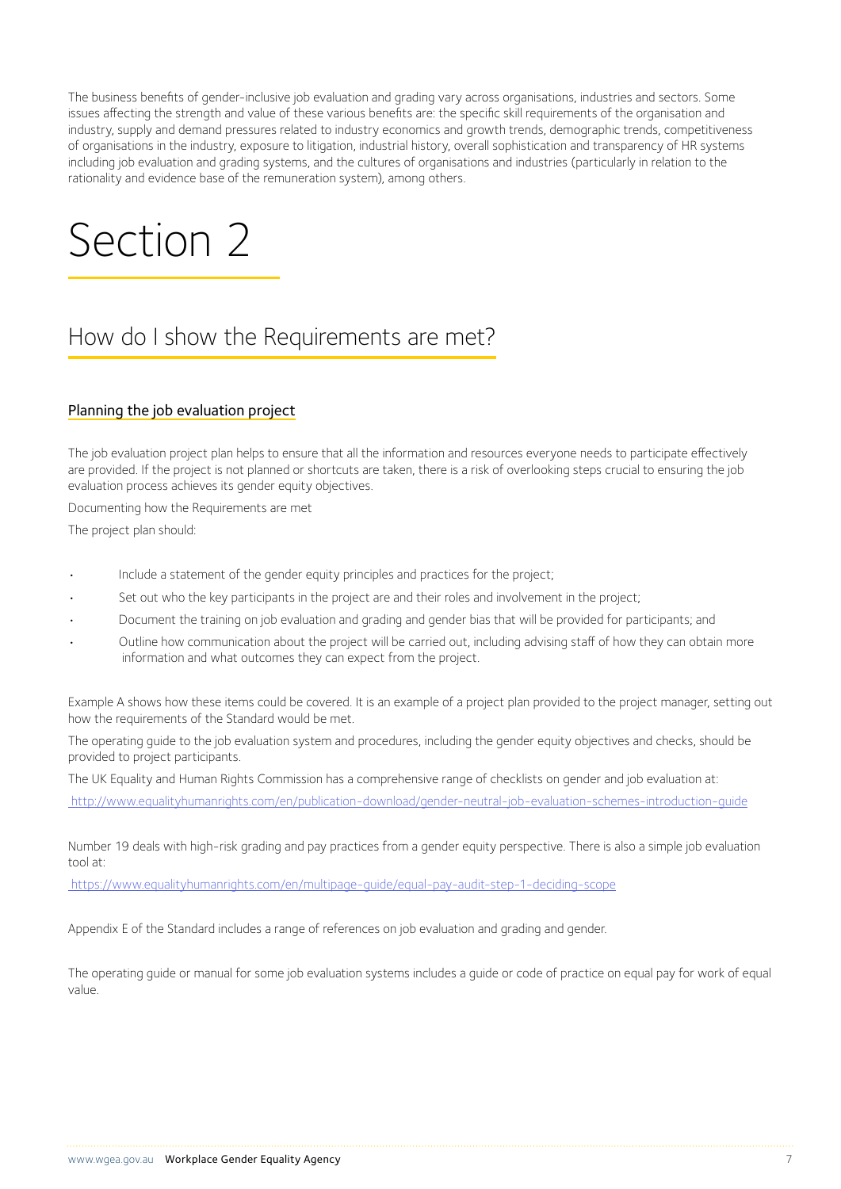The business benefits of gender-inclusive job evaluation and grading vary across organisations, industries and sectors. Some issues affecting the strength and value of these various benefits are: the specific skill requirements of the organisation and industry, supply and demand pressures related to industry economics and growth trends, demographic trends, competitiveness of organisations in the industry, exposure to litigation, industrial history, overall sophistication and transparency of HR systems including job evaluation and grading systems, and the cultures of organisations and industries (particularly in relation to the rationality and evidence base of the remuneration system), among others.

# Section 2

## How do I show the Requirements are met?

### Planning the job evaluation project

The job evaluation project plan helps to ensure that all the information and resources everyone needs to participate effectively are provided. If the project is not planned or shortcuts are taken, there is a risk of overlooking steps crucial to ensuring the job evaluation process achieves its gender equity objectives.

Documenting how the Requirements are met

The project plan should:

- Include a statement of the gender equity principles and practices for the project;
- Set out who the key participants in the project are and their roles and involvement in the project;
- Document the training on job evaluation and grading and gender bias that will be provided for participants; and
- Outline how communication about the project will be carried out, including advising staff of how they can obtain more information and what outcomes they can expect from the project.

Example A shows how these items could be covered. It is an example of a project plan provided to the project manager, setting out how the requirements of the Standard would be met.

The operating guide to the job evaluation system and procedures, including the gender equity objectives and checks, should be provided to project participants.

The UK Equality and Human Rights Commission has a comprehensive range of checklists on gender and job evaluation at:

http://www.equalityhumanrights.com/en/publication-download/gender-neutral-job-evaluation-schemes-introduction-guide

Number 19 deals with high-risk grading and pay practices from a gender equity perspective. There is also a simple job evaluation tool at:

https://www.equalityhumanrights.com/en/multipage-guide/equal-pay-audit-step-1-deciding-scope

Appendix E of the Standard includes a range of references on job evaluation and grading and gender.

The operating guide or manual for some job evaluation systems includes a guide or code of practice on equal pay for work of equal value.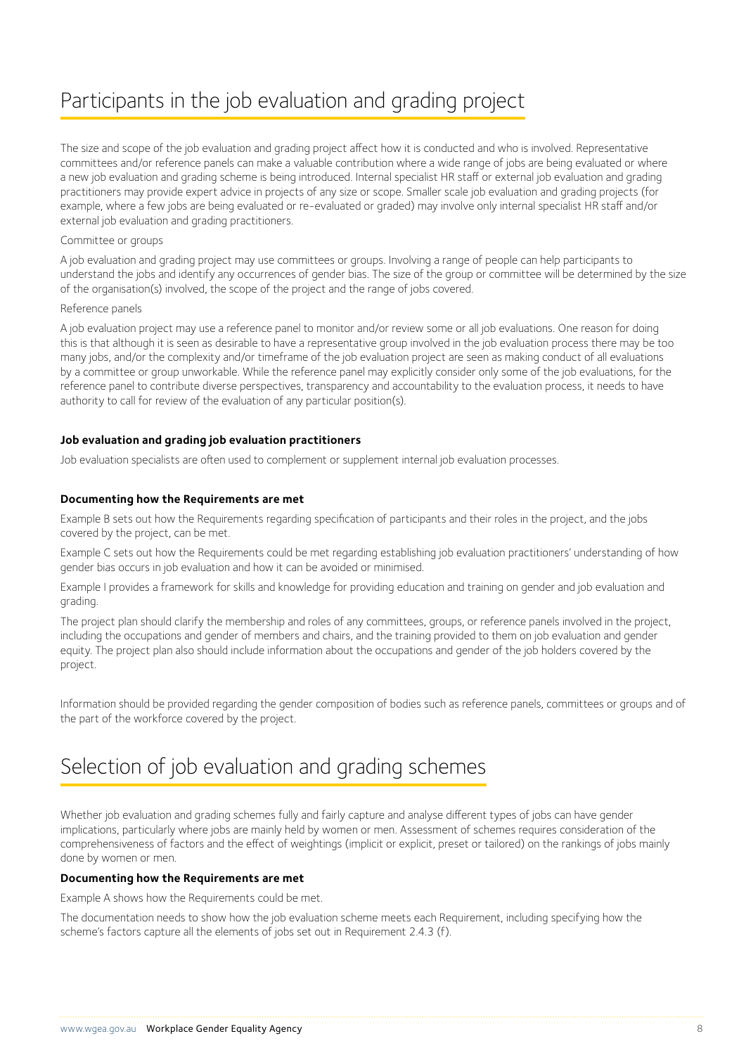# Participants in the job evaluation and grading project

The size and scope of the job evaluation and grading project affect how it is conducted and who is involved. Representative committees and/or reference panels can make a valuable contribution where a wide range of jobs are being evaluated or where a new job evaluation and grading scheme is being introduced. Internal specialist HR staff or external job evaluation and grading practitioners may provide expert advice in projects of any size or scope. Smaller scale job evaluation and grading projects (for example, where a few jobs are being evaluated or re-evaluated or graded) may involve only internal specialist HR staff and/or external job evaluation and grading practitioners.

Committee or groups

A job evaluation and grading project may use committees or groups. Involving a range of people can help participants to understand the jobs and identify any occurrences of gender bias. The size of the group or committee will be determined by the size of the organisation(s) involved, the scope of the project and the range of jobs covered.

Reference panels

A job evaluation project may use a reference panel to monitor and/or review some or all job evaluations. One reason for doing this is that although it is seen as desirable to have a representative group involved in the job evaluation process there may be too many jobs, and/or the complexity and/or timeframe of the job evaluation project are seen as making conduct of all evaluations by a committee or group unworkable. While the reference panel may explicitly consider only some of the job evaluations, for the reference panel to contribute diverse perspectives, transparency and accountability to the evaluation process, it needs to have authority to call for review of the evaluation of any particular position(s).

**Job evaluation and grading job evaluation practitioners**

Job evaluation specialists are often used to complement or supplement internal job evaluation processes.

**Documenting how the Requirements are met**

Example B sets out how the Requirements regarding specification of participants and their roles in the project, and the jobs covered by the project, can be met.

Example C sets out how the Requirements could be met regarding establishing job evaluation practitioners' understanding of how gender bias occurs in job evaluation and how it can be avoided or minimised.

Example I provides a framework for skills and knowledge for providing education and training on gender and job evaluation and grading.

The project plan should clarify the membership and roles of any committees, groups, or reference panels involved in the project, including the occupations and gender of members and chairs, and the training provided to them on job evaluation and gender equity. The project plan also should include information about the occupations and gender of the job holders covered by the project.

Information should be provided regarding the gender composition of bodies such as reference panels, committees or groups and of the part of the workforce covered by the project.

# Selection of job evaluation and grading schemes

Whether job evaluation and grading schemes fully and fairly capture and analyse different types of jobs can have gender implications, particularly where jobs are mainly held by women or men. Assessment of schemes requires consideration of the comprehensiveness of factors and the effect of weightings (implicit or explicit, preset or tailored) on the rankings of jobs mainly done by women or men.

**Documenting how the Requirements are met**

Example A shows how the Requirements could be met.

The documentation needs to show how the job evaluation scheme meets each Requirement, including specifying how the scheme's factors capture all the elements of jobs set out in Requirement 2.4.3 (f).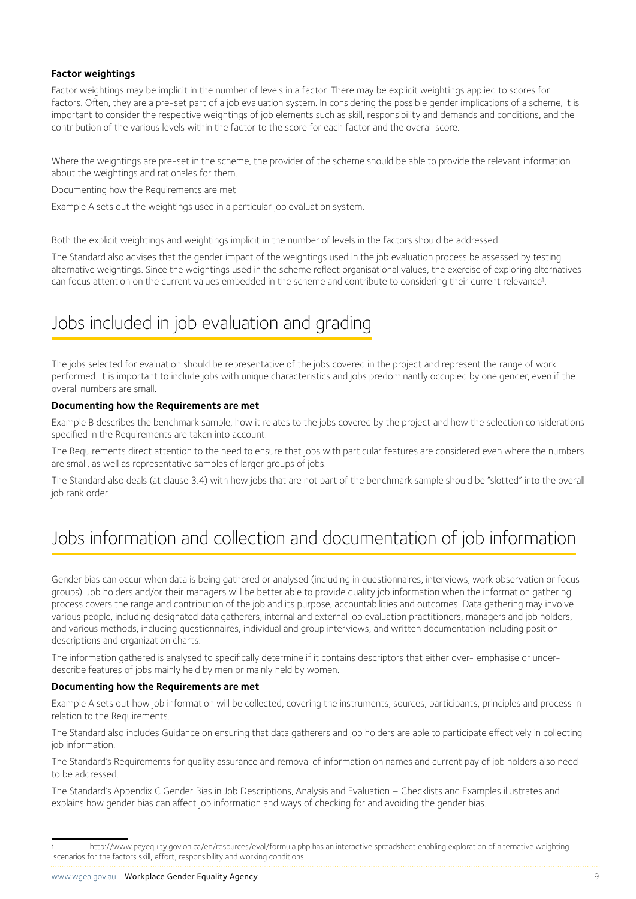**Factor weightings**

Factor weightings may be implicit in the number of levels in a factor. There may be explicit weightings applied to scores for factors. Often, they are a pre-set part of a job evaluation system. In considering the possible gender implications of a scheme, it is important to consider the respective weightings of job elements such as skill, responsibility and demands and conditions, and the contribution of the various levels within the factor to the score for each factor and the overall score.

Where the weightings are pre-set in the scheme, the provider of the scheme should be able to provide the relevant information about the weightings and rationales for them.

Documenting how the Requirements are met

Example A sets out the weightings used in a particular job evaluation system.

Both the explicit weightings and weightings implicit in the number of levels in the factors should be addressed.

The Standard also advises that the gender impact of the weightings used in the job evaluation process be assessed by testing alternative weightings. Since the weightings used in the scheme reflect organisational values, the exercise of exploring alternatives can focus attention on the current values embedded in the scheme and contribute to considering their current relevance[1].

# Jobs included in job evaluation and grading

The jobs selected for evaluation should be representative of the jobs covered in the project and represent the range of work performed. It is important to include jobs with unique characteristics and jobs predominantly occupied by one gender, even if the overall numbers are small.

**Documenting how the Requirements are met**

Example B describes the benchmark sample, how it relates to the jobs covered by the project and how the selection considerations specified in the Requirements are taken into account.

The Requirements direct attention to the need to ensure that jobs with particular features are considered even where the numbers are small, as well as representative samples of larger groups of jobs.

The Standard also deals (at clause 3.4) with how jobs that are not part of the benchmark sample should be "slotted" into the overall job rank order.

# Jobs information and collection and documentation of job information

Gender bias can occur when data is being gathered or analysed (including in questionnaires, interviews, work observation or focus groups). Job holders and/or their managers will be better able to provide quality job information when the information gathering process covers the range and contribution of the job and its purpose, accountabilities and outcomes. Data gathering may involve various people, including designated data gatherers, internal and external job evaluation practitioners, managers and job holders, and various methods, including questionnaires, individual and group interviews, and written documentation including position descriptions and organization charts.

The information gathered is analysed to specifically determine if it contains descriptors that either over- emphasise or under-describe features of jobs mainly held by men or mainly held by women.

**Documenting how the Requirements are met**

Example A sets out how job information will be collected, covering the instruments, sources, participants, principles and process in relation to the Requirements.

The Standard also includes Guidance on ensuring that data gatherers and job holders are able to participate effectively in collecting job information.

The Standard's Requirements for quality assurance and removal of information on names and current pay of job holders also need to be addressed.

The Standard's Appendix C Gender Bias in Job Descriptions, Analysis and Evaluation – Checklists and Examples illustrates and explains how gender bias can affect job information and ways of checking for and avoiding the gender bias.

---

[1] http://www.payequity.gov.on.ca/en/resources/eval/formula.php has an interactive spreadsheet enabling exploration of alternative weighting scenarios for the factors skill, effort, responsibility and working conditions.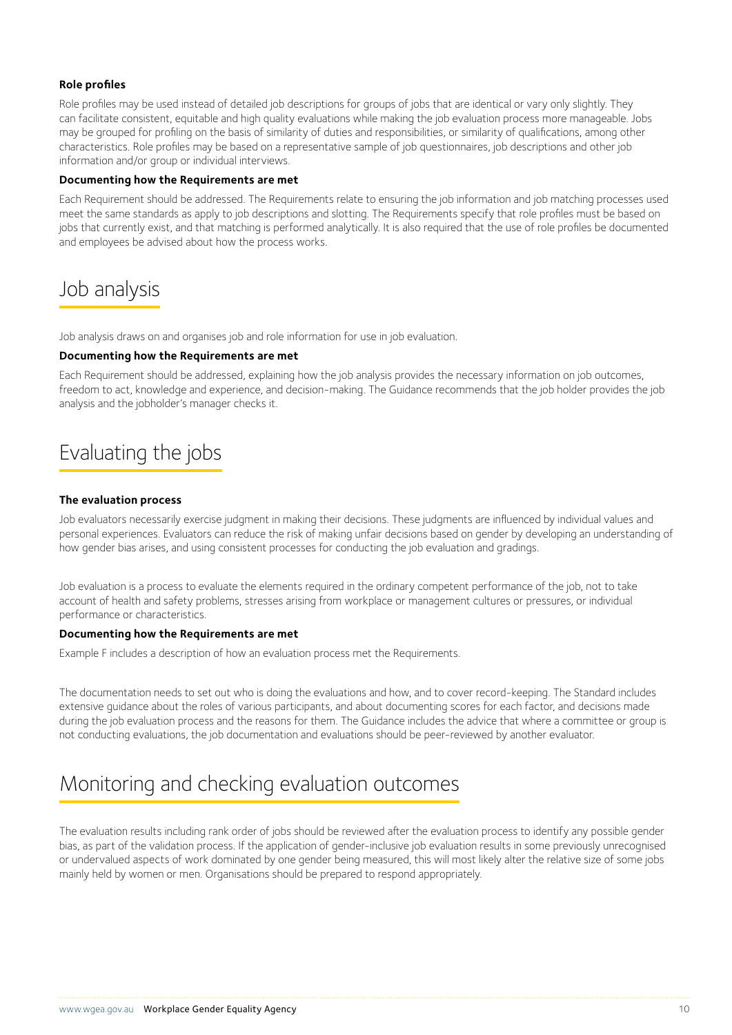**Role profiles**

Role profiles may be used instead of detailed job descriptions for groups of jobs that are identical or vary only slightly. They can facilitate consistent, equitable and high quality evaluations while making the job evaluation process more manageable. Jobs may be grouped for profiling on the basis of similarity of duties and responsibilities, or similarity of qualifications, among other characteristics. Role profiles may be based on a representative sample of job questionnaires, job descriptions and other job information and/or group or individual interviews.

**Documenting how the Requirements are met**

Each Requirement should be addressed. The Requirements relate to ensuring the job information and job matching processes used meet the same standards as apply to job descriptions and slotting. The Requirements specify that role profiles must be based on jobs that currently exist, and that matching is performed analytically. It is also required that the use of role profiles be documented and employees be advised about how the process works.

## Job analysis

Job analysis draws on and organises job and role information for use in job evaluation.

**Documenting how the Requirements are met**

Each Requirement should be addressed, explaining how the job analysis provides the necessary information on job outcomes, freedom to act, knowledge and experience, and decision-making. The Guidance recommends that the job holder provides the job analysis and the jobholder's manager checks it.

## Evaluating the jobs

**The evaluation process**

Job evaluators necessarily exercise judgment in making their decisions. These judgments are influenced by individual values and personal experiences. Evaluators can reduce the risk of making unfair decisions based on gender by developing an understanding of how gender bias arises, and using consistent processes for conducting the job evaluation and gradings.

Job evaluation is a process to evaluate the elements required in the ordinary competent performance of the job, not to take account of health and safety problems, stresses arising from workplace or management cultures or pressures, or individual performance or characteristics.

**Documenting how the Requirements are met**

Example F includes a description of how an evaluation process met the Requirements.

The documentation needs to set out who is doing the evaluations and how, and to cover record-keeping. The Standard includes extensive guidance about the roles of various participants, and about documenting scores for each factor, and decisions made during the job evaluation process and the reasons for them. The Guidance includes the advice that where a committee or group is not conducting evaluations, the job documentation and evaluations should be peer-reviewed by another evaluator.

## Monitoring and checking evaluation outcomes

The evaluation results including rank order of jobs should be reviewed after the evaluation process to identify any possible gender bias, as part of the validation process. If the application of gender-inclusive job evaluation results in some previously unrecognised or undervalued aspects of work dominated by one gender being measured, this will most likely alter the relative size of some jobs mainly held by women or men. Organisations should be prepared to respond appropriately.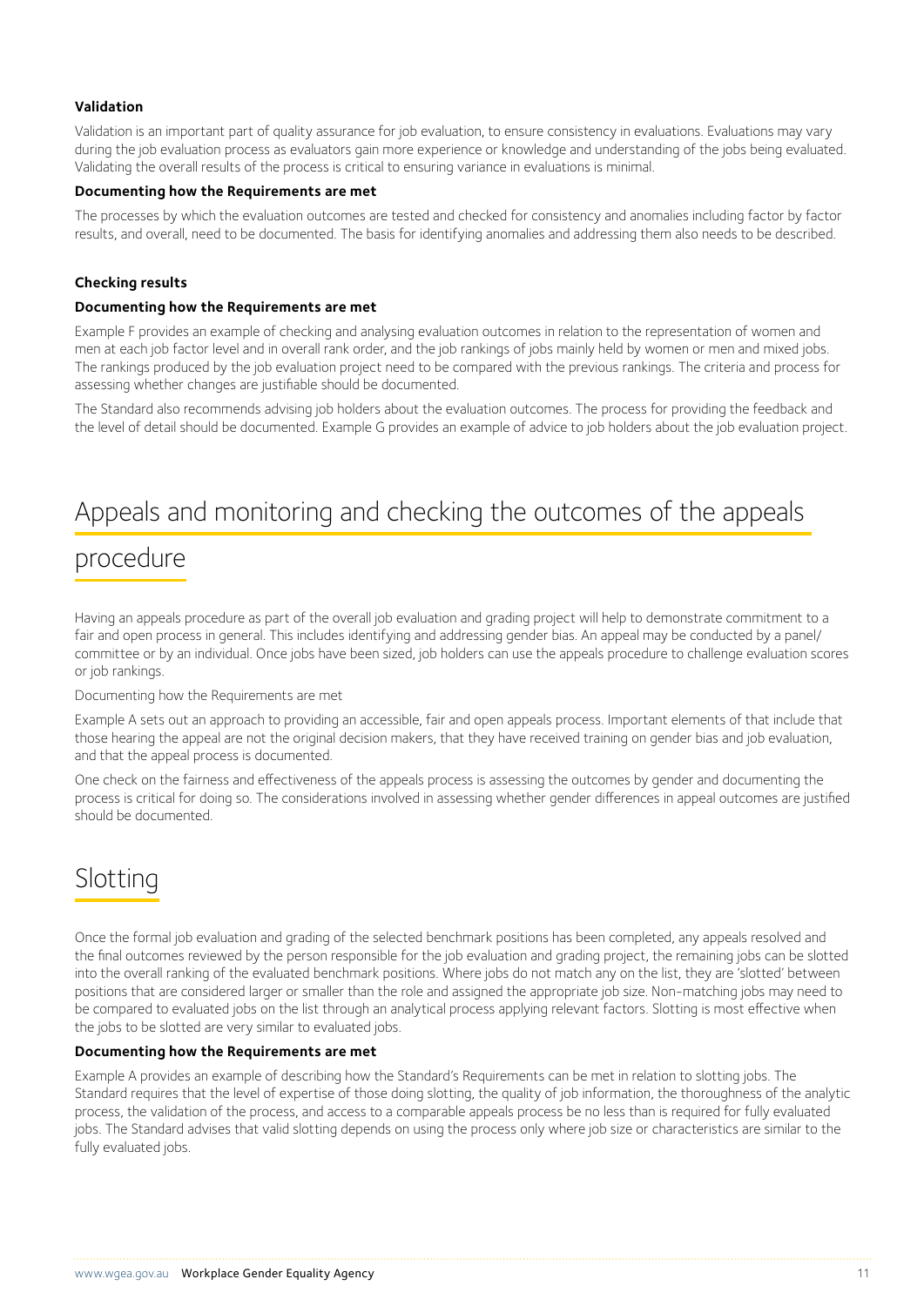**Validation**

Validation is an important part of quality assurance for job evaluation, to ensure consistency in evaluations. Evaluations may vary during the job evaluation process as evaluators gain more experience or knowledge and understanding of the jobs being evaluated. Validating the overall results of the process is critical to ensuring variance in evaluations is minimal.

**Documenting how the Requirements are met**

The processes by which the evaluation outcomes are tested and checked for consistency and anomalies including factor by factor results, and overall, need to be documented. The basis for identifying anomalies and addressing them also needs to be described.

**Checking results**

**Documenting how the Requirements are met**

Example F provides an example of checking and analysing evaluation outcomes in relation to the representation of women and men at each job factor level and in overall rank order, and the job rankings of jobs mainly held by women or men and mixed jobs. The rankings produced by the job evaluation project need to be compared with the previous rankings. The criteria and process for assessing whether changes are justifiable should be documented.

The Standard also recommends advising job holders about the evaluation outcomes. The process for providing the feedback and the level of detail should be documented. Example G provides an example of advice to job holders about the job evaluation project.

## Appeals and monitoring and checking the outcomes of the appeals procedure

Having an appeals procedure as part of the overall job evaluation and grading project will help to demonstrate commitment to a fair and open process in general. This includes identifying and addressing gender bias. An appeal may be conducted by a panel/ committee or by an individual. Once jobs have been sized, job holders can use the appeals procedure to challenge evaluation scores or job rankings.

Documenting how the Requirements are met

Example A sets out an approach to providing an accessible, fair and open appeals process. Important elements of that include that those hearing the appeal are not the original decision makers, that they have received training on gender bias and job evaluation, and that the appeal process is documented.

One check on the fairness and effectiveness of the appeals process is assessing the outcomes by gender and documenting the process is critical for doing so. The considerations involved in assessing whether gender differences in appeal outcomes are justified should be documented.

## Slotting

Once the formal job evaluation and grading of the selected benchmark positions has been completed, any appeals resolved and the final outcomes reviewed by the person responsible for the job evaluation and grading project, the remaining jobs can be slotted into the overall ranking of the evaluated benchmark positions. Where jobs do not match any on the list, they are 'slotted' between positions that are considered larger or smaller than the role and assigned the appropriate job size. Non-matching jobs may need to be compared to evaluated jobs on the list through an analytical process applying relevant factors. Slotting is most effective when the jobs to be slotted are very similar to evaluated jobs.

**Documenting how the Requirements are met**

Example A provides an example of describing how the Standard's Requirements can be met in relation to slotting jobs. The Standard requires that the level of expertise of those doing slotting, the quality of job information, the thoroughness of the analytic process, the validation of the process, and access to a comparable appeals process be no less than is required for fully evaluated jobs. The Standard advises that valid slotting depends on using the process only where job size or characteristics are similar to the fully evaluated jobs.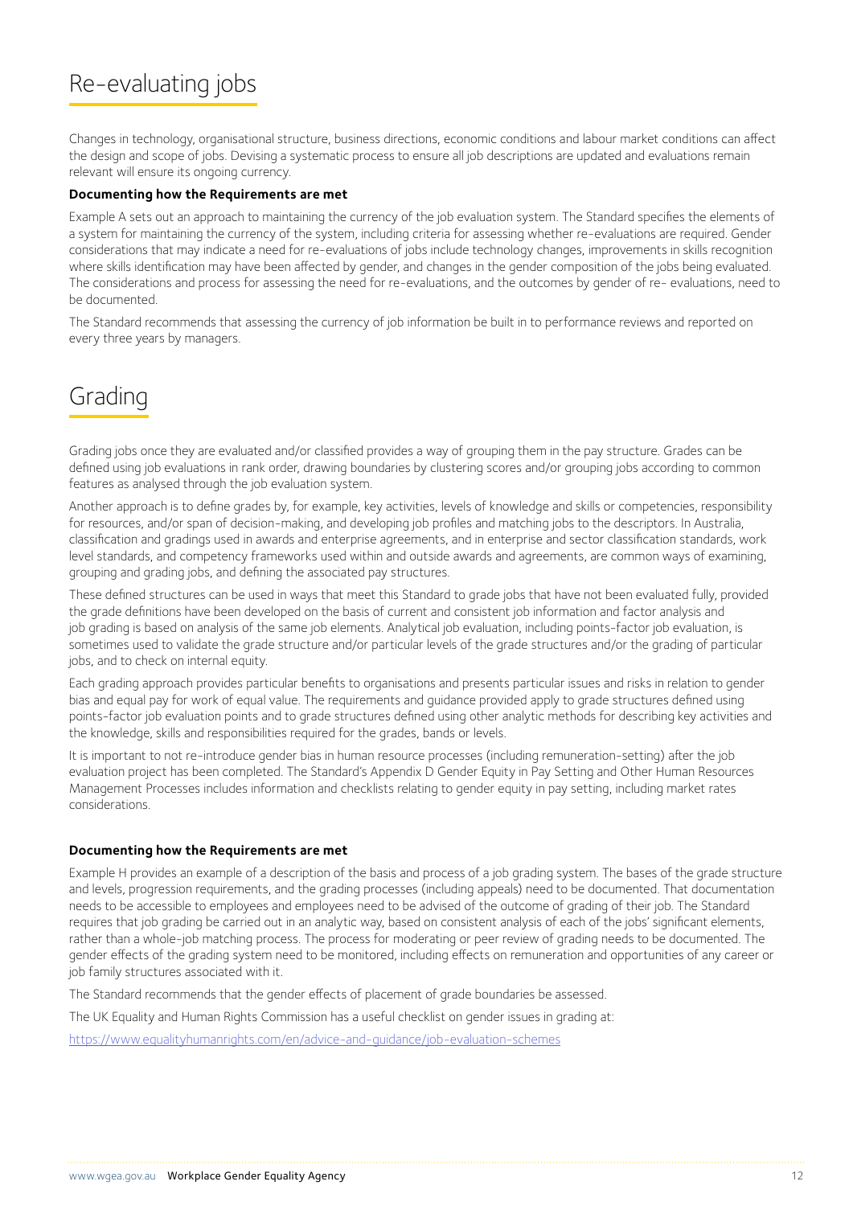## Re-evaluating jobs

Changes in technology, organisational structure, business directions, economic conditions and labour market conditions can affect the design and scope of jobs. Devising a systematic process to ensure all job descriptions are updated and evaluations remain relevant will ensure its ongoing currency.

**Documenting how the Requirements are met**

Example A sets out an approach to maintaining the currency of the job evaluation system. The Standard specifies the elements of a system for maintaining the currency of the system, including criteria for assessing whether re-evaluations are required. Gender considerations that may indicate a need for re-evaluations of jobs include technology changes, improvements in skills recognition where skills identification may have been affected by gender, and changes in the gender composition of the jobs being evaluated. The considerations and process for assessing the need for re-evaluations, and the outcomes by gender of re- evaluations, need to be documented.

The Standard recommends that assessing the currency of job information be built in to performance reviews and reported on every three years by managers.

## Grading

Grading jobs once they are evaluated and/or classified provides a way of grouping them in the pay structure. Grades can be defined using job evaluations in rank order, drawing boundaries by clustering scores and/or grouping jobs according to common features as analysed through the job evaluation system.

Another approach is to define grades by, for example, key activities, levels of knowledge and skills or competencies, responsibility for resources, and/or span of decision-making, and developing job profiles and matching jobs to the descriptors. In Australia, classification and gradings used in awards and enterprise agreements, and in enterprise and sector classification standards, work level standards, and competency frameworks used within and outside awards and agreements, are common ways of examining, grouping and grading jobs, and defining the associated pay structures.

These defined structures can be used in ways that meet this Standard to grade jobs that have not been evaluated fully, provided the grade definitions have been developed on the basis of current and consistent job information and factor analysis and job grading is based on analysis of the same job elements. Analytical job evaluation, including points-factor job evaluation, is sometimes used to validate the grade structure and/or particular levels of the grade structures and/or the grading of particular jobs, and to check on internal equity.

Each grading approach provides particular benefits to organisations and presents particular issues and risks in relation to gender bias and equal pay for work of equal value. The requirements and guidance provided apply to grade structures defined using points-factor job evaluation points and to grade structures defined using other analytic methods for describing key activities and the knowledge, skills and responsibilities required for the grades, bands or levels.

It is important to not re-introduce gender bias in human resource processes (including remuneration-setting) after the job evaluation project has been completed. The Standard's Appendix D Gender Equity in Pay Setting and Other Human Resources Management Processes includes information and checklists relating to gender equity in pay setting, including market rates considerations.

**Documenting how the Requirements are met**

Example H provides an example of a description of the basis and process of a job grading system. The bases of the grade structure and levels, progression requirements, and the grading processes (including appeals) need to be documented. That documentation needs to be accessible to employees and employees need to be advised of the outcome of grading of their job. The Standard requires that job grading be carried out in an analytic way, based on consistent analysis of each of the jobs' significant elements, rather than a whole-job matching process. The process for moderating or peer review of grading needs to be documented. The gender effects of the grading system need to be monitored, including effects on remuneration and opportunities of any career or job family structures associated with it.

The Standard recommends that the gender effects of placement of grade boundaries be assessed.

The UK Equality and Human Rights Commission has a useful checklist on gender issues in grading at:

https://www.equalityhumanrights.com/en/advice-and-guidance/job-evaluation-schemes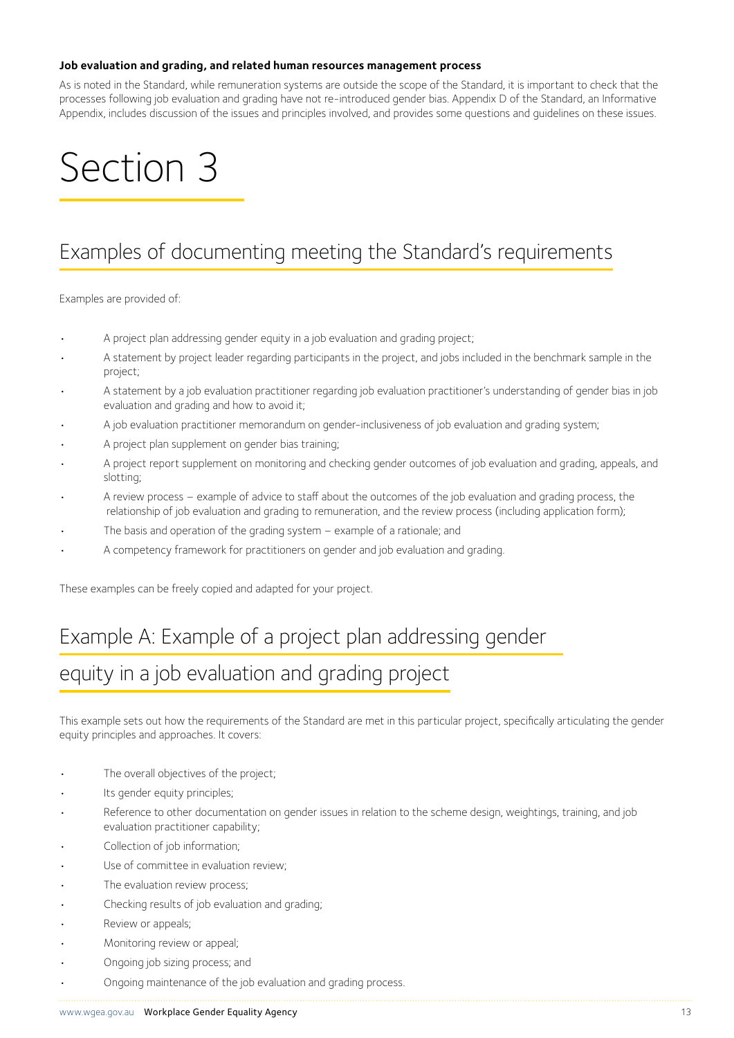**Job evaluation and grading, and related human resources management process**

As is noted in the Standard, while remuneration systems are outside the scope of the Standard, it is important to check that the processes following job evaluation and grading have not re-introduced gender bias. Appendix D of the Standard, an Informative Appendix, includes discussion of the issues and principles involved, and provides some questions and guidelines on these issues.

# Section 3

## Examples of documenting meeting the Standard's requirements

Examples are provided of:

- A project plan addressing gender equity in a job evaluation and grading project;
- A statement by project leader regarding participants in the project, and jobs included in the benchmark sample in the project;
- A statement by a job evaluation practitioner regarding job evaluation practitioner's understanding of gender bias in job evaluation and grading and how to avoid it;
- A job evaluation practitioner memorandum on gender-inclusiveness of job evaluation and grading system;
- A project plan supplement on gender bias training;
- A project report supplement on monitoring and checking gender outcomes of job evaluation and grading, appeals, and slotting;
- A review process – example of advice to staff about the outcomes of the job evaluation and grading process, the relationship of job evaluation and grading to remuneration, and the review process (including application form);
- The basis and operation of the grading system – example of a rationale; and
- A competency framework for practitioners on gender and job evaluation and grading.

These examples can be freely copied and adapted for your project.

## Example A: Example of a project plan addressing gender equity in a job evaluation and grading project

This example sets out how the requirements of the Standard are met in this particular project, specifically articulating the gender equity principles and approaches. It covers:

- The overall objectives of the project;
- Its gender equity principles;
- Reference to other documentation on gender issues in relation to the scheme design, weightings, training, and job evaluation practitioner capability;
- Collection of job information;
- Use of committee in evaluation review;
- The evaluation review process;
- Checking results of job evaluation and grading;
- Review or appeals;
- Monitoring review or appeal;
- Ongoing job sizing process; and
- Ongoing maintenance of the job evaluation and grading process.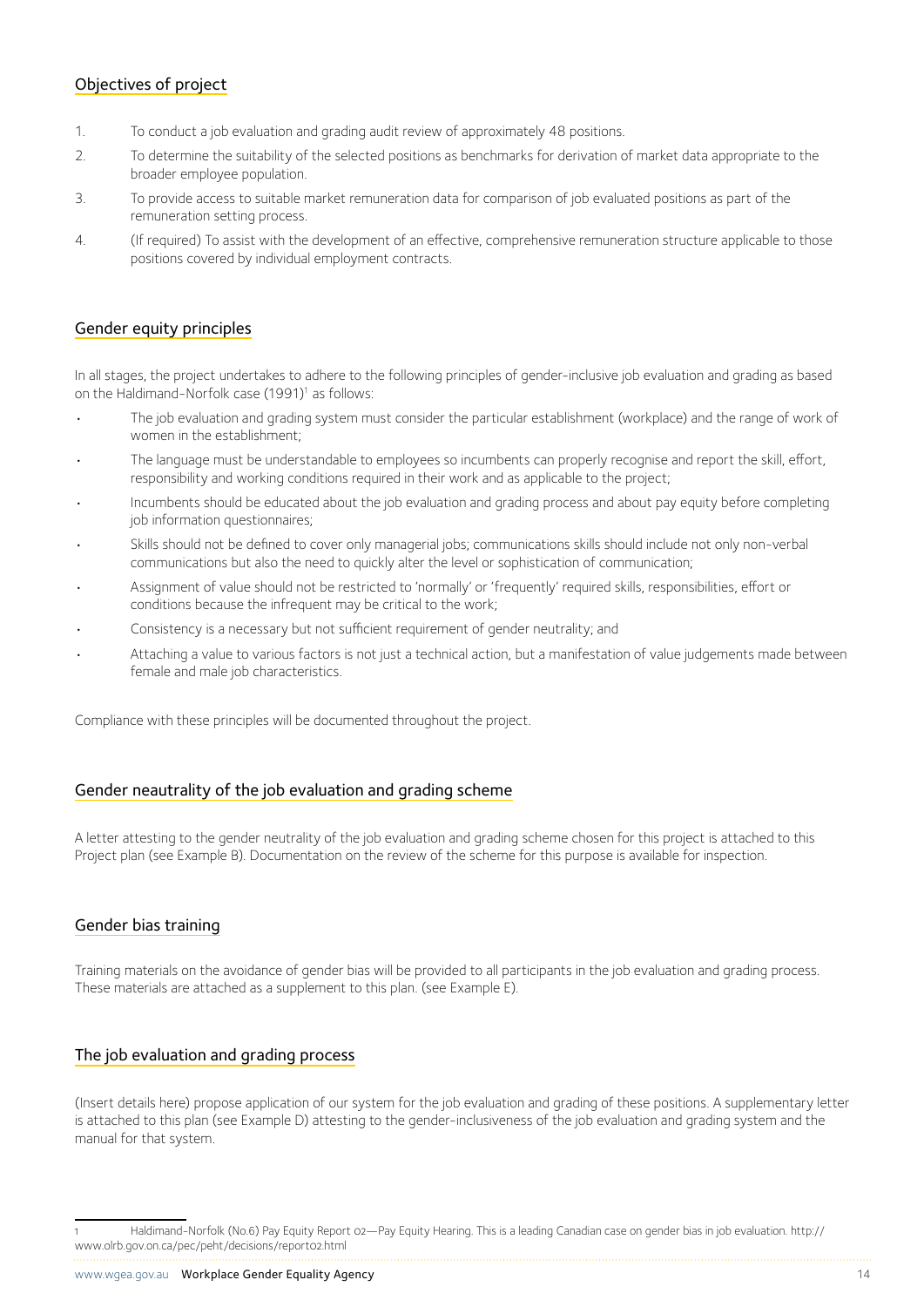## Objectives of project

1. To conduct a job evaluation and grading audit review of approximately 48 positions.
2. To determine the suitability of the selected positions as benchmarks for derivation of market data appropriate to the broader employee population.
3. To provide access to suitable market remuneration data for comparison of job evaluated positions as part of the remuneration setting process.
4. (If required) To assist with the development of an effective, comprehensive remuneration structure applicable to those positions covered by individual employment contracts.

## Gender equity principles

In all stages, the project undertakes to adhere to the following principles of gender-inclusive job evaluation and grading as based on the Haldimand-Norfolk case (1991)[1] as follows:

- The job evaluation and grading system must consider the particular establishment (workplace) and the range of work of women in the establishment;
- The language must be understandable to employees so incumbents can properly recognise and report the skill, effort, responsibility and working conditions required in their work and as applicable to the project;
- Incumbents should be educated about the job evaluation and grading process and about pay equity before completing job information questionnaires;
- Skills should not be defined to cover only managerial jobs; communications skills should include not only non-verbal communications but also the need to quickly alter the level or sophistication of communication;
- Assignment of value should not be restricted to 'normally' or 'frequently' required skills, responsibilities, effort or conditions because the infrequent may be critical to the work;
- Consistency is a necessary but not sufficient requirement of gender neutrality; and
- Attaching a value to various factors is not just a technical action, but a manifestation of value judgements made between female and male job characteristics.

Compliance with these principles will be documented throughout the project.

## Gender neautrality of the job evaluation and grading scheme

A letter attesting to the gender neutrality of the job evaluation and grading scheme chosen for this project is attached to this Project plan (see Example B). Documentation on the review of the scheme for this purpose is available for inspection.

## Gender bias training

Training materials on the avoidance of gender bias will be provided to all participants in the job evaluation and grading process. These materials are attached as a supplement to this plan. (see Example E).

## The job evaluation and grading process

(Insert details here) propose application of our system for the job evaluation and grading of these positions. A supplementary letter is attached to this plan (see Example D) attesting to the gender-inclusiveness of the job evaluation and grading system and the manual for that system.

---

1 Haldimand-Norfolk (No.6) Pay Equity Report 02—Pay Equity Hearing. This is a leading Canadian case on gender bias in job evaluation. http://www.olrb.gov.on.ca/pec/peht/decisions/report02.html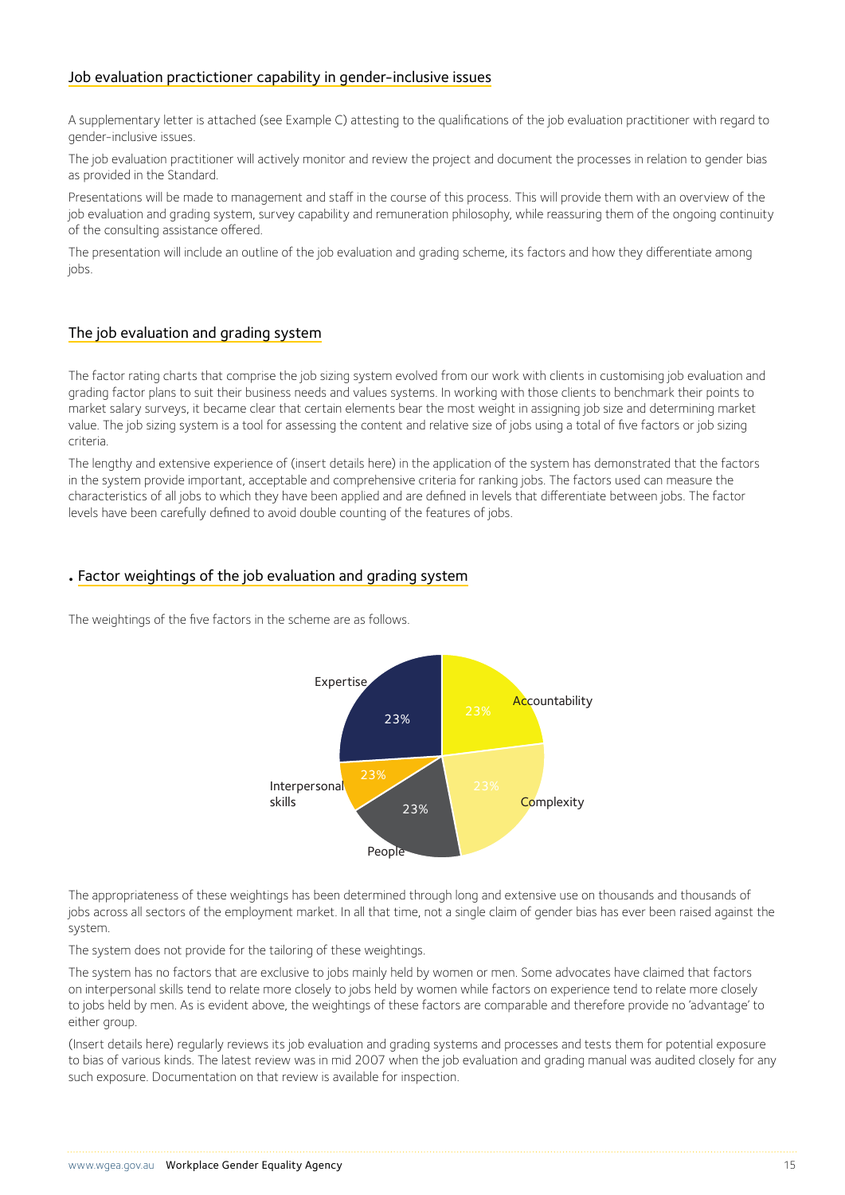## Job evaluation practictioner capability in gender-inclusive issues

A supplementary letter is attached (see Example C) attesting to the qualifications of the job evaluation practitioner with regard to gender-inclusive issues.

The job evaluation practitioner will actively monitor and review the project and document the processes in relation to gender bias as provided in the Standard.

Presentations will be made to management and staff in the course of this process. This will provide them with an overview of the job evaluation and grading system, survey capability and remuneration philosophy, while reassuring them of the ongoing continuity of the consulting assistance offered.

The presentation will include an outline of the job evaluation and grading scheme, its factors and how they differentiate among jobs.

## The job evaluation and grading system

The factor rating charts that comprise the job sizing system evolved from our work with clients in customising job evaluation and grading factor plans to suit their business needs and values systems. In working with those clients to benchmark their points to market salary surveys, it became clear that certain elements bear the most weight in assigning job size and determining market value. The job sizing system is a tool for assessing the content and relative size of jobs using a total of five factors or job sizing criteria.

The lengthy and extensive experience of (insert details here) in the application of the system has demonstrated that the factors in the system provide important, acceptable and comprehensive criteria for ranking jobs. The factors used can measure the characteristics of all jobs to which they have been applied and are defined in levels that differentiate between jobs. The factor levels have been carefully defined to avoid double counting of the features of jobs.

## Factor weightings of the job evaluation and grading system

The weightings of the five factors in the scheme are as follows.

| Factor | Weighting |
|---|---|
| Expertise | 23% |
| Accountability | 23% |
| Complexity | 23% |
| People | 23% |
| Interpersonal skills | 23% |

The appropriateness of these weightings has been determined through long and extensive use on thousands and thousands of jobs across all sectors of the employment market. In all that time, not a single claim of gender bias has ever been raised against the system.

The system does not provide for the tailoring of these weightings.

The system has no factors that are exclusive to jobs mainly held by women or men. Some advocates have claimed that factors on interpersonal skills tend to relate more closely to jobs held by women while factors on experience tend to relate more closely to jobs held by men. As is evident above, the weightings of these factors are comparable and therefore provide no 'advantage' to either group.

(Insert details here) regularly reviews its job evaluation and grading systems and processes and tests them for potential exposure to bias of various kinds. The latest review was in mid 2007 when the job evaluation and grading manual was audited closely for any such exposure. Documentation on that review is available for inspection.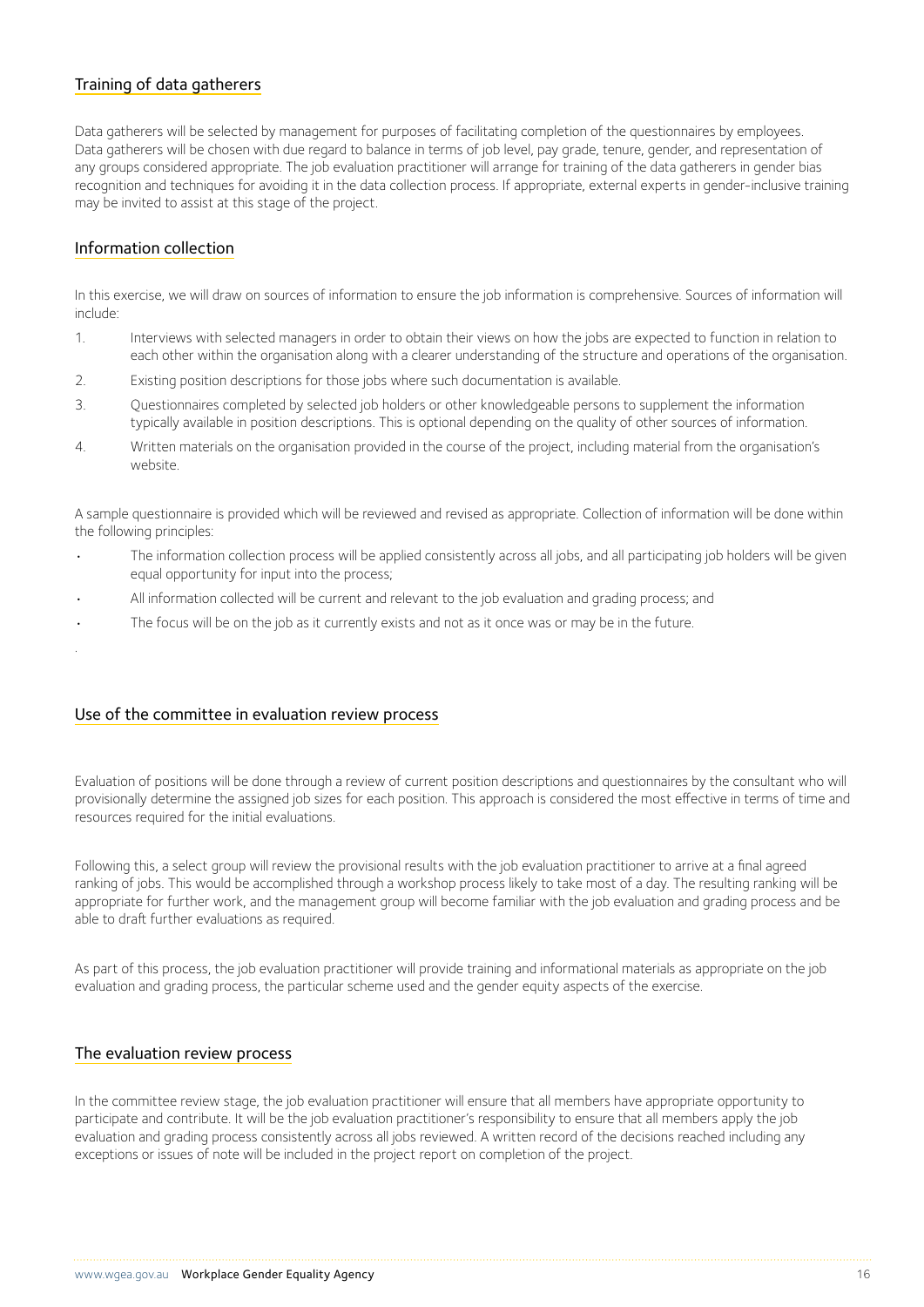## Training of data gatherers

Data gatherers will be selected by management for purposes of facilitating completion of the questionnaires by employees. Data gatherers will be chosen with due regard to balance in terms of job level, pay grade, tenure, gender, and representation of any groups considered appropriate. The job evaluation practitioner will arrange for training of the data gatherers in gender bias recognition and techniques for avoiding it in the data collection process. If appropriate, external experts in gender-inclusive training may be invited to assist at this stage of the project.

## Information collection

In this exercise, we will draw on sources of information to ensure the job information is comprehensive. Sources of information will include:

1. Interviews with selected managers in order to obtain their views on how the jobs are expected to function in relation to each other within the organisation along with a clearer understanding of the structure and operations of the organisation.
2. Existing position descriptions for those jobs where such documentation is available.
3. Questionnaires completed by selected job holders or other knowledgeable persons to supplement the information typically available in position descriptions. This is optional depending on the quality of other sources of information.
4. Written materials on the organisation provided in the course of the project, including material from the organisation's website.

A sample questionnaire is provided which will be reviewed and revised as appropriate. Collection of information will be done within the following principles:

- The information collection process will be applied consistently across all jobs, and all participating job holders will be given equal opportunity for input into the process;
- All information collected will be current and relevant to the job evaluation and grading process; and
- The focus will be on the job as it currently exists and not as it once was or may be in the future.

## Use of the committee in evaluation review process

Evaluation of positions will be done through a review of current position descriptions and questionnaires by the consultant who will provisionally determine the assigned job sizes for each position. This approach is considered the most effective in terms of time and resources required for the initial evaluations.

Following this, a select group will review the provisional results with the job evaluation practitioner to arrive at a final agreed ranking of jobs. This would be accomplished through a workshop process likely to take most of a day. The resulting ranking will be appropriate for further work, and the management group will become familiar with the job evaluation and grading process and be able to draft further evaluations as required.

As part of this process, the job evaluation practitioner will provide training and informational materials as appropriate on the job evaluation and grading process, the particular scheme used and the gender equity aspects of the exercise.

## The evaluation review process

In the committee review stage, the job evaluation practitioner will ensure that all members have appropriate opportunity to participate and contribute. It will be the job evaluation practitioner's responsibility to ensure that all members apply the job evaluation and grading process consistently across all jobs reviewed. A written record of the decisions reached including any exceptions or issues of note will be included in the project report on completion of the project.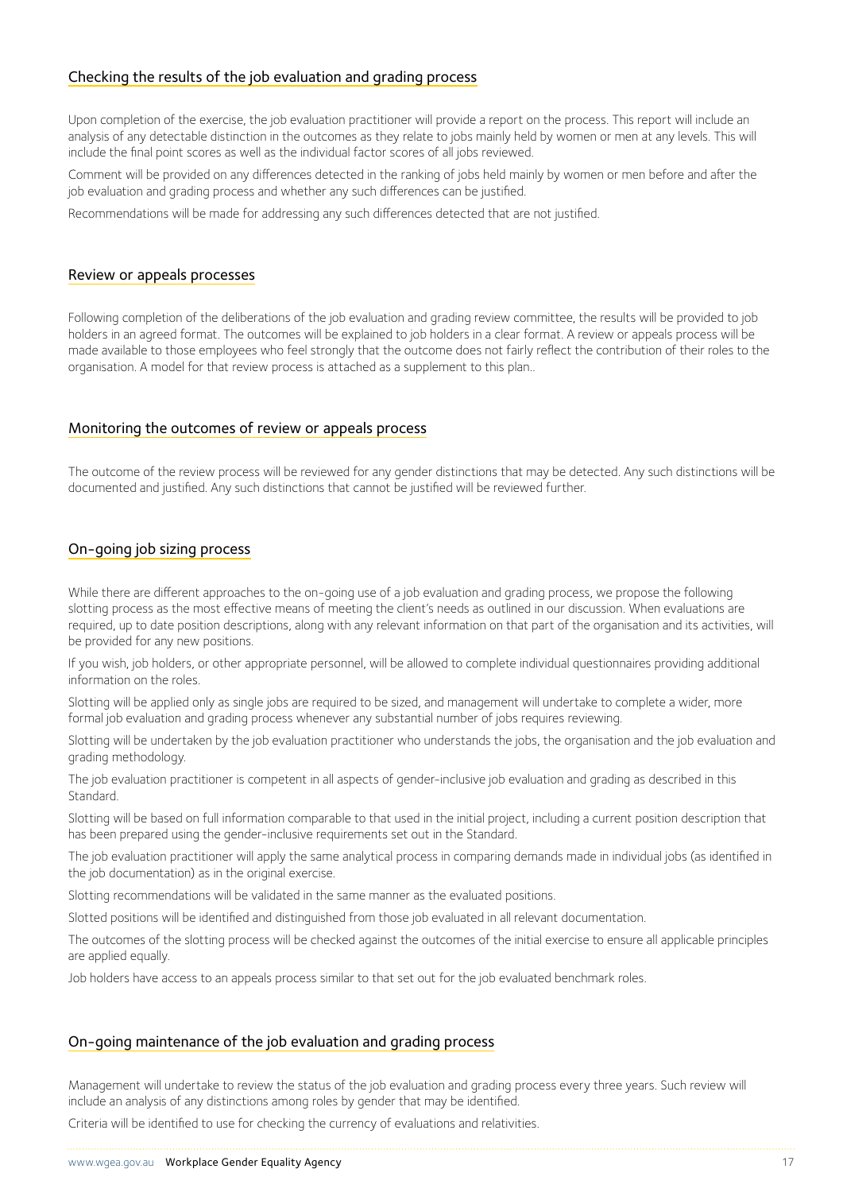## Checking the results of the job evaluation and grading process

Upon completion of the exercise, the job evaluation practitioner will provide a report on the process. This report will include an analysis of any detectable distinction in the outcomes as they relate to jobs mainly held by women or men at any levels. This will include the final point scores as well as the individual factor scores of all jobs reviewed.

Comment will be provided on any differences detected in the ranking of jobs held mainly by women or men before and after the job evaluation and grading process and whether any such differences can be justified.

Recommendations will be made for addressing any such differences detected that are not justified.

## Review or appeals processes

Following completion of the deliberations of the job evaluation and grading review committee, the results will be provided to job holders in an agreed format. The outcomes will be explained to job holders in a clear format. A review or appeals process will be made available to those employees who feel strongly that the outcome does not fairly reflect the contribution of their roles to the organisation. A model for that review process is attached as a supplement to this plan..

## Monitoring the outcomes of review or appeals process

The outcome of the review process will be reviewed for any gender distinctions that may be detected. Any such distinctions will be documented and justified. Any such distinctions that cannot be justified will be reviewed further.

## On-going job sizing process

While there are different approaches to the on-going use of a job evaluation and grading process, we propose the following slotting process as the most effective means of meeting the client's needs as outlined in our discussion. When evaluations are required, up to date position descriptions, along with any relevant information on that part of the organisation and its activities, will be provided for any new positions.

If you wish, job holders, or other appropriate personnel, will be allowed to complete individual questionnaires providing additional information on the roles.

Slotting will be applied only as single jobs are required to be sized, and management will undertake to complete a wider, more formal job evaluation and grading process whenever any substantial number of jobs requires reviewing.

Slotting will be undertaken by the job evaluation practitioner who understands the jobs, the organisation and the job evaluation and grading methodology.

The job evaluation practitioner is competent in all aspects of gender-inclusive job evaluation and grading as described in this Standard.

Slotting will be based on full information comparable to that used in the initial project, including a current position description that has been prepared using the gender-inclusive requirements set out in the Standard.

The job evaluation practitioner will apply the same analytical process in comparing demands made in individual jobs (as identified in the job documentation) as in the original exercise.

Slotting recommendations will be validated in the same manner as the evaluated positions.

Slotted positions will be identified and distinguished from those job evaluated in all relevant documentation.

The outcomes of the slotting process will be checked against the outcomes of the initial exercise to ensure all applicable principles are applied equally.

Job holders have access to an appeals process similar to that set out for the job evaluated benchmark roles.

## On-going maintenance of the job evaluation and grading process

Management will undertake to review the status of the job evaluation and grading process every three years. Such review will include an analysis of any distinctions among roles by gender that may be identified.

Criteria will be identified to use for checking the currency of evaluations and relativities.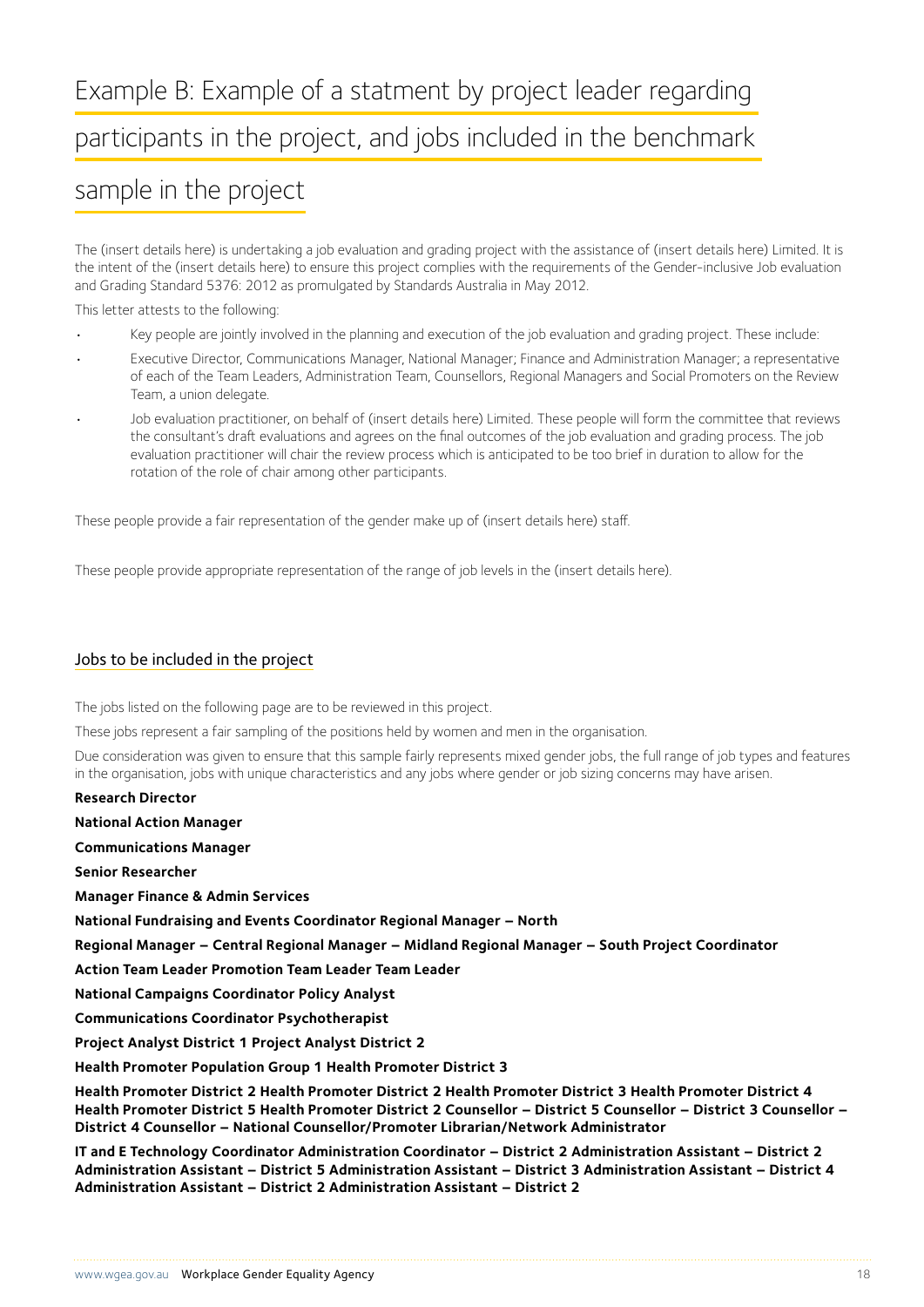# Example B: Example of a statment by project leader regarding participants in the project, and jobs included in the benchmark sample in the project

The (insert details here) is undertaking a job evaluation and grading project with the assistance of (insert details here) Limited. It is the intent of the (insert details here) to ensure this project complies with the requirements of the Gender-inclusive Job evaluation and Grading Standard 5376: 2012 as promulgated by Standards Australia in May 2012.

This letter attests to the following:

- Key people are jointly involved in the planning and execution of the job evaluation and grading project. These include:
- Executive Director, Communications Manager, National Manager; Finance and Administration Manager; a representative of each of the Team Leaders, Administration Team, Counsellors, Regional Managers and Social Promoters on the Review Team, a union delegate.
- Job evaluation practitioner, on behalf of (insert details here) Limited. These people will form the committee that reviews the consultant's draft evaluations and agrees on the final outcomes of the job evaluation and grading process. The job evaluation practitioner will chair the review process which is anticipated to be too brief in duration to allow for the rotation of the role of chair among other participants.

These people provide a fair representation of the gender make up of (insert details here) staff.

These people provide appropriate representation of the range of job levels in the (insert details here).

## Jobs to be included in the project

The jobs listed on the following page are to be reviewed in this project.

These jobs represent a fair sampling of the positions held by women and men in the organisation.

Due consideration was given to ensure that this sample fairly represents mixed gender jobs, the full range of job types and features in the organisation, jobs with unique characteristics and any jobs where gender or job sizing concerns may have arisen.

**Research Director**

**National Action Manager**

**Communications Manager**

**Senior Researcher**

**Manager Finance & Admin Services**

**National Fundraising and Events Coordinator Regional Manager – North**

**Regional Manager – Central Regional Manager – Midland Regional Manager – South Project Coordinator**

**Action Team Leader Promotion Team Leader Team Leader**

**National Campaigns Coordinator Policy Analyst**

**Communications Coordinator Psychotherapist**

**Project Analyst District 1 Project Analyst District 2**

**Health Promoter Population Group 1 Health Promoter District 3**

**Health Promoter District 2 Health Promoter District 2 Health Promoter District 3 Health Promoter District 4 Health Promoter District 5 Health Promoter District 2 Counsellor – District 5 Counsellor – District 3 Counsellor – District 4 Counsellor – National Counsellor/Promoter Librarian/Network Administrator**

**IT and E Technology Coordinator Administration Coordinator – District 2 Administration Assistant – District 2 Administration Assistant – District 5 Administration Assistant – District 3 Administration Assistant – District 4 Administration Assistant – District 2 Administration Assistant – District 2**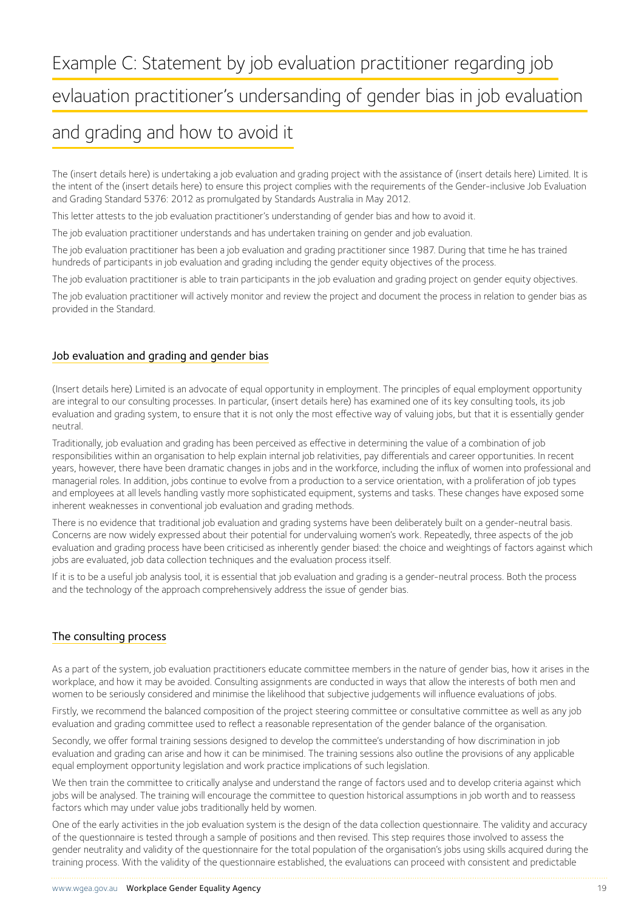# Example C: Statement by job evaluation practitioner regarding job evlauation practitioner's undersanding of gender bias in job evaluation and grading and how to avoid it

The (insert details here) is undertaking a job evaluation and grading project with the assistance of (insert details here) Limited. It is the intent of the (insert details here) to ensure this project complies with the requirements of the Gender-inclusive Job Evaluation and Grading Standard 5376: 2012 as promulgated by Standards Australia in May 2012.

This letter attests to the job evaluation practitioner's understanding of gender bias and how to avoid it.

The job evaluation practitioner understands and has undertaken training on gender and job evaluation.

The job evaluation practitioner has been a job evaluation and grading practitioner since 1987. During that time he has trained hundreds of participants in job evaluation and grading including the gender equity objectives of the process.

The job evaluation practitioner is able to train participants in the job evaluation and grading project on gender equity objectives.

The job evaluation practitioner will actively monitor and review the project and document the process in relation to gender bias as provided in the Standard.

## Job evaluation and grading and gender bias

(Insert details here) Limited is an advocate of equal opportunity in employment. The principles of equal employment opportunity are integral to our consulting processes. In particular, (insert details here) has examined one of its key consulting tools, its job evaluation and grading system, to ensure that it is not only the most effective way of valuing jobs, but that it is essentially gender neutral.

Traditionally, job evaluation and grading has been perceived as effective in determining the value of a combination of job responsibilities within an organisation to help explain internal job relativities, pay differentials and career opportunities. In recent years, however, there have been dramatic changes in jobs and in the workforce, including the influx of women into professional and managerial roles. In addition, jobs continue to evolve from a production to a service orientation, with a proliferation of job types and employees at all levels handling vastly more sophisticated equipment, systems and tasks. These changes have exposed some inherent weaknesses in conventional job evaluation and grading methods.

There is no evidence that traditional job evaluation and grading systems have been deliberately built on a gender-neutral basis. Concerns are now widely expressed about their potential for undervaluing women's work. Repeatedly, three aspects of the job evaluation and grading process have been criticised as inherently gender biased: the choice and weightings of factors against which jobs are evaluated, job data collection techniques and the evaluation process itself.

If it is to be a useful job analysis tool, it is essential that job evaluation and grading is a gender-neutral process. Both the process and the technology of the approach comprehensively address the issue of gender bias.

## The consulting process

As a part of the system, job evaluation practitioners educate committee members in the nature of gender bias, how it arises in the workplace, and how it may be avoided. Consulting assignments are conducted in ways that allow the interests of both men and women to be seriously considered and minimise the likelihood that subjective judgements will influence evaluations of jobs.

Firstly, we recommend the balanced composition of the project steering committee or consultative committee as well as any job evaluation and grading committee used to reflect a reasonable representation of the gender balance of the organisation.

Secondly, we offer formal training sessions designed to develop the committee's understanding of how discrimination in job evaluation and grading can arise and how it can be minimised. The training sessions also outline the provisions of any applicable equal employment opportunity legislation and work practice implications of such legislation.

We then train the committee to critically analyse and understand the range of factors used and to develop criteria against which jobs will be analysed. The training will encourage the committee to question historical assumptions in job worth and to reassess factors which may under value jobs traditionally held by women.

One of the early activities in the job evaluation system is the design of the data collection questionnaire. The validity and accuracy of the questionnaire is tested through a sample of positions and then revised. This step requires those involved to assess the gender neutrality and validity of the questionnaire for the total population of the organisation's jobs using skills acquired during the training process. With the validity of the questionnaire established, the evaluations can proceed with consistent and predictable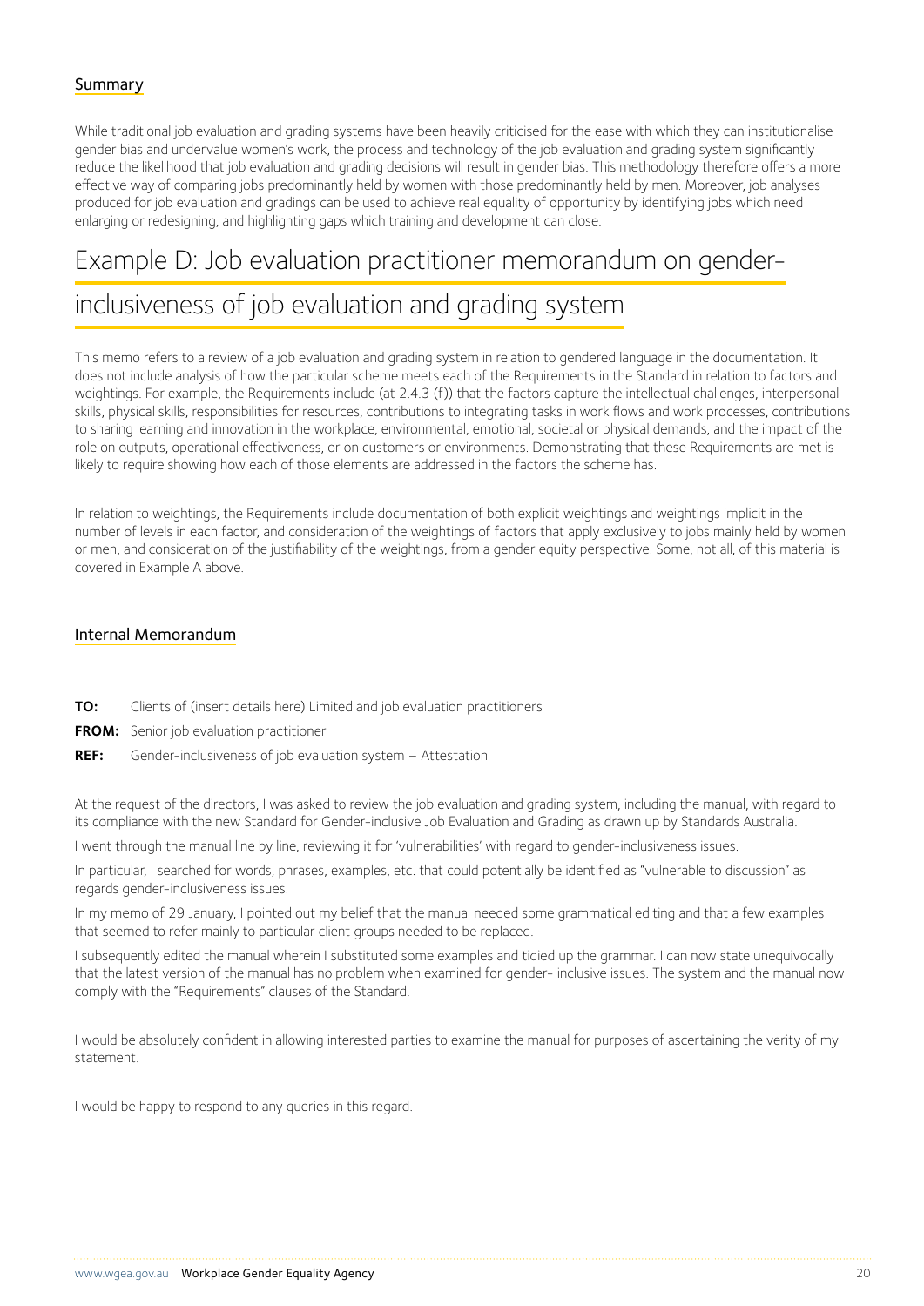### Summary

While traditional job evaluation and grading systems have been heavily criticised for the ease with which they can institutionalise gender bias and undervalue women's work, the process and technology of the job evaluation and grading system significantly reduce the likelihood that job evaluation and grading decisions will result in gender bias. This methodology therefore offers a more effective way of comparing jobs predominantly held by women with those predominantly held by men. Moreover, job analyses produced for job evaluation and gradings can be used to achieve real equality of opportunity by identifying jobs which need enlarging or redesigning, and highlighting gaps which training and development can close.

## Example D: Job evaluation practitioner memorandum on gender-inclusiveness of job evaluation and grading system

This memo refers to a review of a job evaluation and grading system in relation to gendered language in the documentation. It does not include analysis of how the particular scheme meets each of the Requirements in the Standard in relation to factors and weightings. For example, the Requirements include (at 2.4.3 (f)) that the factors capture the intellectual challenges, interpersonal skills, physical skills, responsibilities for resources, contributions to integrating tasks in work flows and work processes, contributions to sharing learning and innovation in the workplace, environmental, emotional, societal or physical demands, and the impact of the role on outputs, operational effectiveness, or on customers or environments. Demonstrating that these Requirements are met is likely to require showing how each of those elements are addressed in the factors the scheme has.

In relation to weightings, the Requirements include documentation of both explicit weightings and weightings implicit in the number of levels in each factor, and consideration of the weightings of factors that apply exclusively to jobs mainly held by women or men, and consideration of the justifiability of the weightings, from a gender equity perspective. Some, not all, of this material is covered in Example A above.

### Internal Memorandum

**TO:** Clients of (insert details here) Limited and job evaluation practitioners

**FROM:** Senior job evaluation practitioner

**REF:** Gender-inclusiveness of job evaluation system – Attestation

At the request of the directors, I was asked to review the job evaluation and grading system, including the manual, with regard to its compliance with the new Standard for Gender-inclusive Job Evaluation and Grading as drawn up by Standards Australia.

I went through the manual line by line, reviewing it for 'vulnerabilities' with regard to gender-inclusiveness issues.

In particular, I searched for words, phrases, examples, etc. that could potentially be identified as "vulnerable to discussion" as regards gender-inclusiveness issues.

In my memo of 29 January, I pointed out my belief that the manual needed some grammatical editing and that a few examples that seemed to refer mainly to particular client groups needed to be replaced.

I subsequently edited the manual wherein I substituted some examples and tidied up the grammar. I can now state unequivocally that the latest version of the manual has no problem when examined for gender- inclusive issues. The system and the manual now comply with the "Requirements" clauses of the Standard.

I would be absolutely confident in allowing interested parties to examine the manual for purposes of ascertaining the verity of my statement.

I would be happy to respond to any queries in this regard.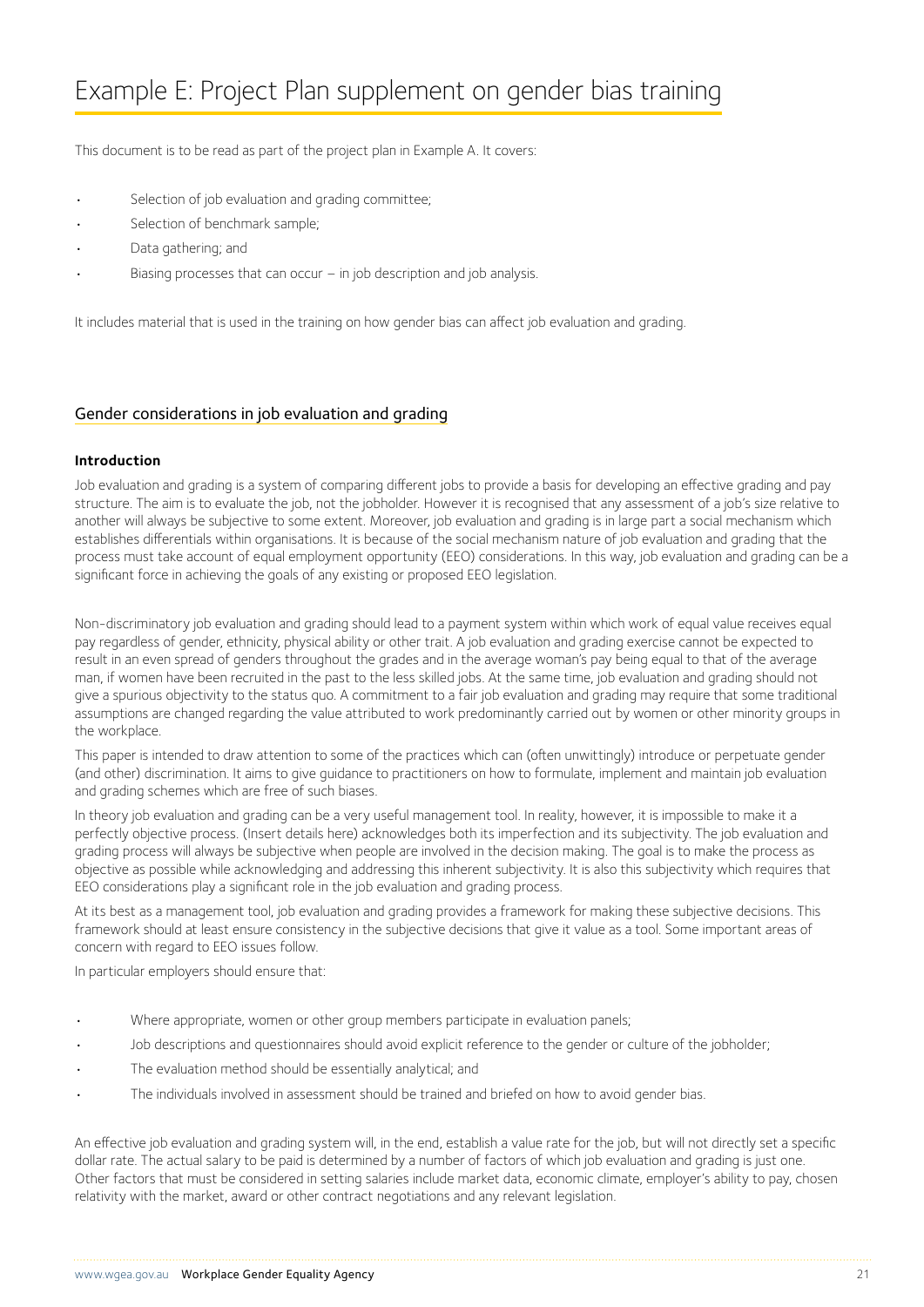# Example E: Project Plan supplement on gender bias training

This document is to be read as part of the project plan in Example A. It covers:

- Selection of job evaluation and grading committee;
- Selection of benchmark sample;
- Data gathering; and
- Biasing processes that can occur – in job description and job analysis.

It includes material that is used in the training on how gender bias can affect job evaluation and grading.

## Gender considerations in job evaluation and grading

**Introduction**

Job evaluation and grading is a system of comparing different jobs to provide a basis for developing an effective grading and pay structure. The aim is to evaluate the job, not the jobholder. However it is recognised that any assessment of a job's size relative to another will always be subjective to some extent. Moreover, job evaluation and grading is in large part a social mechanism which establishes differentials within organisations. It is because of the social mechanism nature of job evaluation and grading that the process must take account of equal employment opportunity (EEO) considerations. In this way, job evaluation and grading can be a significant force in achieving the goals of any existing or proposed EEO legislation.

Non-discriminatory job evaluation and grading should lead to a payment system within which work of equal value receives equal pay regardless of gender, ethnicity, physical ability or other trait. A job evaluation and grading exercise cannot be expected to result in an even spread of genders throughout the grades and in the average woman's pay being equal to that of the average man, if women have been recruited in the past to the less skilled jobs. At the same time, job evaluation and grading should not give a spurious objectivity to the status quo. A commitment to a fair job evaluation and grading may require that some traditional assumptions are changed regarding the value attributed to work predominantly carried out by women or other minority groups in the workplace.

This paper is intended to draw attention to some of the practices which can (often unwittingly) introduce or perpetuate gender (and other) discrimination. It aims to give guidance to practitioners on how to formulate, implement and maintain job evaluation and grading schemes which are free of such biases.

In theory job evaluation and grading can be a very useful management tool. In reality, however, it is impossible to make it a perfectly objective process. (Insert details here) acknowledges both its imperfection and its subjectivity. The job evaluation and grading process will always be subjective when people are involved in the decision making. The goal is to make the process as objective as possible while acknowledging and addressing this inherent subjectivity. It is also this subjectivity which requires that EEO considerations play a significant role in the job evaluation and grading process.

At its best as a management tool, job evaluation and grading provides a framework for making these subjective decisions. This framework should at least ensure consistency in the subjective decisions that give it value as a tool. Some important areas of concern with regard to EEO issues follow.

In particular employers should ensure that:

- Where appropriate, women or other group members participate in evaluation panels;
- Job descriptions and questionnaires should avoid explicit reference to the gender or culture of the jobholder;
- The evaluation method should be essentially analytical; and
- The individuals involved in assessment should be trained and briefed on how to avoid gender bias.

An effective job evaluation and grading system will, in the end, establish a value rate for the job, but will not directly set a specific dollar rate. The actual salary to be paid is determined by a number of factors of which job evaluation and grading is just one. Other factors that must be considered in setting salaries include market data, economic climate, employer's ability to pay, chosen relativity with the market, award or other contract negotiations and any relevant legislation.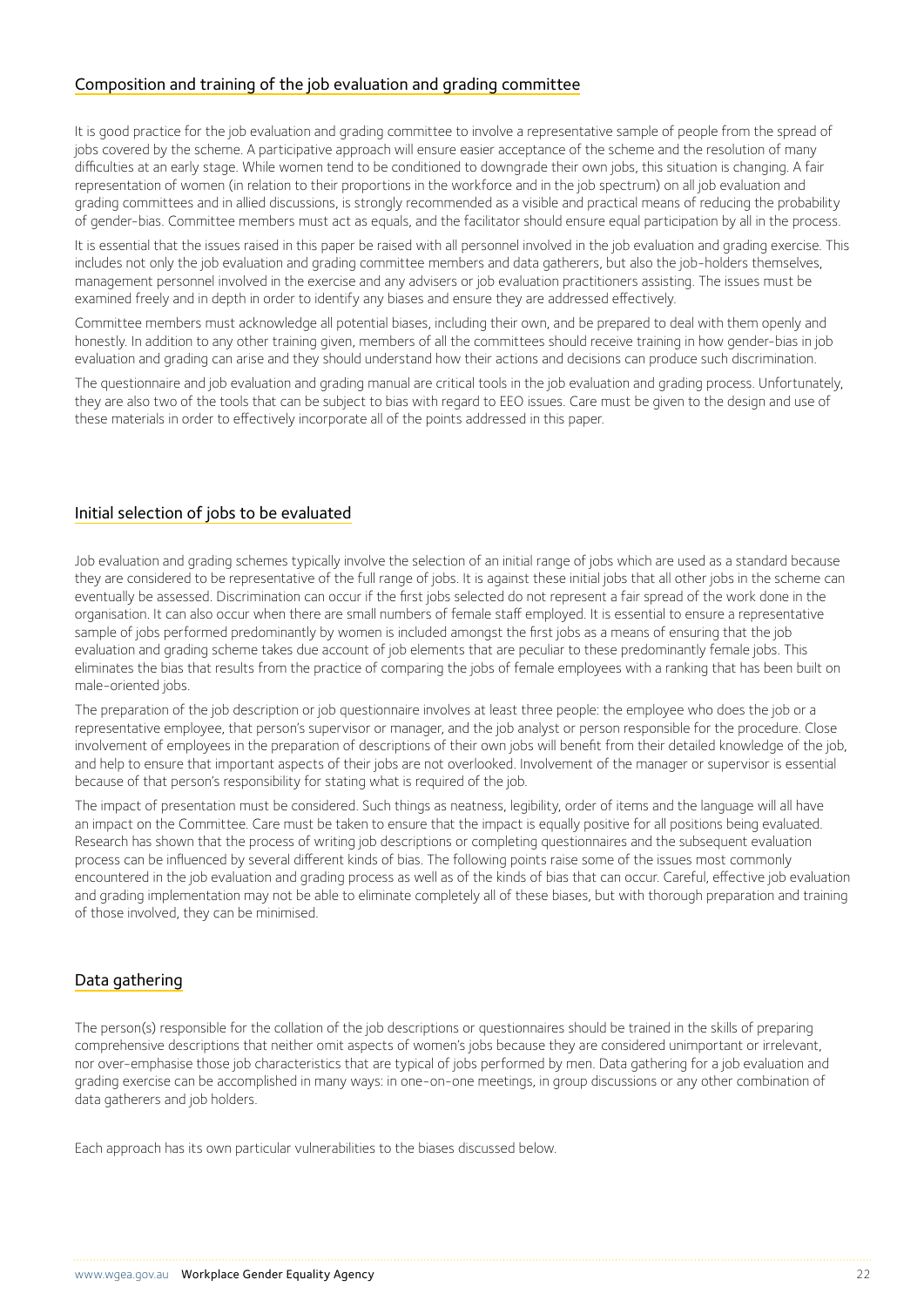## Composition and training of the job evaluation and grading committee

It is good practice for the job evaluation and grading committee to involve a representative sample of people from the spread of jobs covered by the scheme. A participative approach will ensure easier acceptance of the scheme and the resolution of many difficulties at an early stage. While women tend to be conditioned to downgrade their own jobs, this situation is changing. A fair representation of women (in relation to their proportions in the workforce and in the job spectrum) on all job evaluation and grading committees and in allied discussions, is strongly recommended as a visible and practical means of reducing the probability of gender-bias. Committee members must act as equals, and the facilitator should ensure equal participation by all in the process.

It is essential that the issues raised in this paper be raised with all personnel involved in the job evaluation and grading exercise. This includes not only the job evaluation and grading committee members and data gatherers, but also the job-holders themselves, management personnel involved in the exercise and any advisers or job evaluation practitioners assisting. The issues must be examined freely and in depth in order to identify any biases and ensure they are addressed effectively.

Committee members must acknowledge all potential biases, including their own, and be prepared to deal with them openly and honestly. In addition to any other training given, members of all the committees should receive training in how gender-bias in job evaluation and grading can arise and they should understand how their actions and decisions can produce such discrimination.

The questionnaire and job evaluation and grading manual are critical tools in the job evaluation and grading process. Unfortunately, they are also two of the tools that can be subject to bias with regard to EEO issues. Care must be given to the design and use of these materials in order to effectively incorporate all of the points addressed in this paper.

## Initial selection of jobs to be evaluated

Job evaluation and grading schemes typically involve the selection of an initial range of jobs which are used as a standard because they are considered to be representative of the full range of jobs. It is against these initial jobs that all other jobs in the scheme can eventually be assessed. Discrimination can occur if the first jobs selected do not represent a fair spread of the work done in the organisation. It can also occur when there are small numbers of female staff employed. It is essential to ensure a representative sample of jobs performed predominantly by women is included amongst the first jobs as a means of ensuring that the job evaluation and grading scheme takes due account of job elements that are peculiar to these predominantly female jobs. This eliminates the bias that results from the practice of comparing the jobs of female employees with a ranking that has been built on male-oriented jobs.

The preparation of the job description or job questionnaire involves at least three people: the employee who does the job or a representative employee, that person's supervisor or manager, and the job analyst or person responsible for the procedure. Close involvement of employees in the preparation of descriptions of their own jobs will benefit from their detailed knowledge of the job, and help to ensure that important aspects of their jobs are not overlooked. Involvement of the manager or supervisor is essential because of that person's responsibility for stating what is required of the job.

The impact of presentation must be considered. Such things as neatness, legibility, order of items and the language will all have an impact on the Committee. Care must be taken to ensure that the impact is equally positive for all positions being evaluated. Research has shown that the process of writing job descriptions or completing questionnaires and the subsequent evaluation process can be influenced by several different kinds of bias. The following points raise some of the issues most commonly encountered in the job evaluation and grading process as well as of the kinds of bias that can occur. Careful, effective job evaluation and grading implementation may not be able to eliminate completely all of these biases, but with thorough preparation and training of those involved, they can be minimised.

## Data gathering

The person(s) responsible for the collation of the job descriptions or questionnaires should be trained in the skills of preparing comprehensive descriptions that neither omit aspects of women's jobs because they are considered unimportant or irrelevant, nor over-emphasise those job characteristics that are typical of jobs performed by men. Data gathering for a job evaluation and grading exercise can be accomplished in many ways: in one-on-one meetings, in group discussions or any other combination of data gatherers and job holders.

Each approach has its own particular vulnerabilities to the biases discussed below.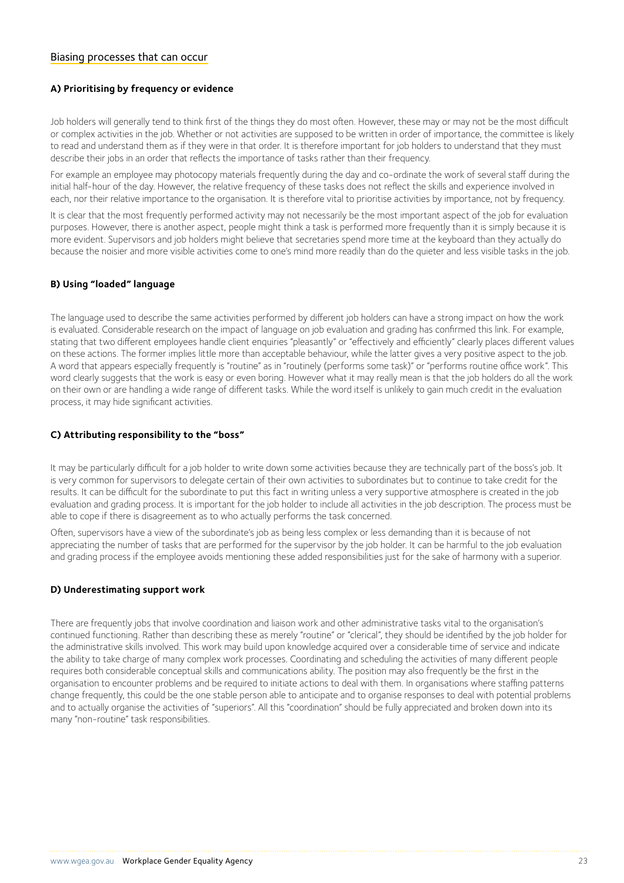## Biasing processes that can occur

### A) Prioritising by frequency or evidence

Job holders will generally tend to think first of the things they do most often. However, these may or may not be the most difficult or complex activities in the job. Whether or not activities are supposed to be written in order of importance, the committee is likely to read and understand them as if they were in that order. It is therefore important for job holders to understand that they must describe their jobs in an order that reflects the importance of tasks rather than their frequency.

For example an employee may photocopy materials frequently during the day and co-ordinate the work of several staff during the initial half-hour of the day. However, the relative frequency of these tasks does not reflect the skills and experience involved in each, nor their relative importance to the organisation. It is therefore vital to prioritise activities by importance, not by frequency.

It is clear that the most frequently performed activity may not necessarily be the most important aspect of the job for evaluation purposes. However, there is another aspect, people might think a task is performed more frequently than it is simply because it is more evident. Supervisors and job holders might believe that secretaries spend more time at the keyboard than they actually do because the noisier and more visible activities come to one's mind more readily than do the quieter and less visible tasks in the job.

### B) Using "loaded" language

The language used to describe the same activities performed by different job holders can have a strong impact on how the work is evaluated. Considerable research on the impact of language on job evaluation and grading has confirmed this link. For example, stating that two different employees handle client enquiries "pleasantly" or "effectively and efficiently" clearly places different values on these actions. The former implies little more than acceptable behaviour, while the latter gives a very positive aspect to the job. A word that appears especially frequently is "routine" as in "routinely (performs some task)" or "performs routine office work". This word clearly suggests that the work is easy or even boring. However what it may really mean is that the job holders do all the work on their own or are handling a wide range of different tasks. While the word itself is unlikely to gain much credit in the evaluation process, it may hide significant activities.

### C) Attributing responsibility to the "boss"

It may be particularly difficult for a job holder to write down some activities because they are technically part of the boss's job. It is very common for supervisors to delegate certain of their own activities to subordinates but to continue to take credit for the results. It can be difficult for the subordinate to put this fact in writing unless a very supportive atmosphere is created in the job evaluation and grading process. It is important for the job holder to include all activities in the job description. The process must be able to cope if there is disagreement as to who actually performs the task concerned.

Often, supervisors have a view of the subordinate's job as being less complex or less demanding than it is because of not appreciating the number of tasks that are performed for the supervisor by the job holder. It can be harmful to the job evaluation and grading process if the employee avoids mentioning these added responsibilities just for the sake of harmony with a superior.

### D) Underestimating support work

There are frequently jobs that involve coordination and liaison work and other administrative tasks vital to the organisation's continued functioning. Rather than describing these as merely "routine" or "clerical", they should be identified by the job holder for the administrative skills involved. This work may build upon knowledge acquired over a considerable time of service and indicate the ability to take charge of many complex work processes. Coordinating and scheduling the activities of many different people requires both considerable conceptual skills and communications ability. The position may also frequently be the first in the organisation to encounter problems and be required to initiate actions to deal with them. In organisations where staffing patterns change frequently, this could be the one stable person able to anticipate and to organise responses to deal with potential problems and to actually organise the activities of "superiors". All this "coordination" should be fully appreciated and broken down into its many "non-routine" task responsibilities.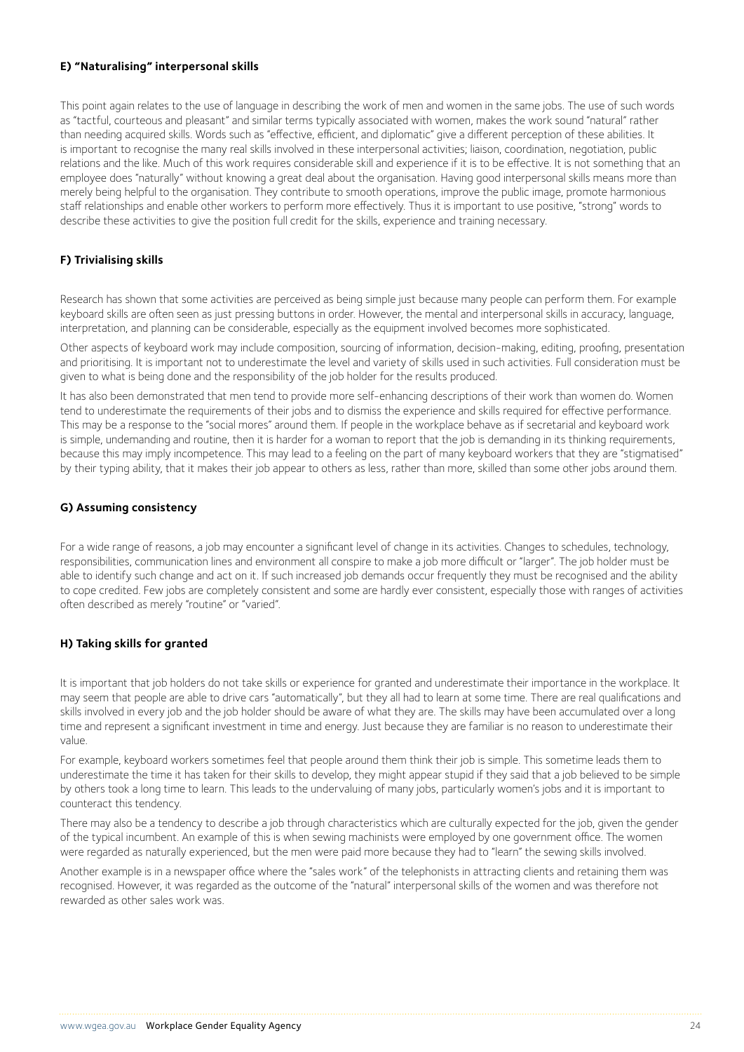#### E) "Naturalising" interpersonal skills

This point again relates to the use of language in describing the work of men and women in the same jobs. The use of such words as "tactful, courteous and pleasant" and similar terms typically associated with women, makes the work sound "natural" rather than needing acquired skills. Words such as "effective, efficient, and diplomatic" give a different perception of these abilities. It is important to recognise the many real skills involved in these interpersonal activities; liaison, coordination, negotiation, public relations and the like. Much of this work requires considerable skill and experience if it is to be effective. It is not something that an employee does "naturally" without knowing a great deal about the organisation. Having good interpersonal skills means more than merely being helpful to the organisation. They contribute to smooth operations, improve the public image, promote harmonious staff relationships and enable other workers to perform more effectively. Thus it is important to use positive, "strong" words to describe these activities to give the position full credit for the skills, experience and training necessary.

#### F) Trivialising skills

Research has shown that some activities are perceived as being simple just because many people can perform them. For example keyboard skills are often seen as just pressing buttons in order. However, the mental and interpersonal skills in accuracy, language, interpretation, and planning can be considerable, especially as the equipment involved becomes more sophisticated.

Other aspects of keyboard work may include composition, sourcing of information, decision-making, editing, proofing, presentation and prioritising. It is important not to underestimate the level and variety of skills used in such activities. Full consideration must be given to what is being done and the responsibility of the job holder for the results produced.

It has also been demonstrated that men tend to provide more self-enhancing descriptions of their work than women do. Women tend to underestimate the requirements of their jobs and to dismiss the experience and skills required for effective performance. This may be a response to the "social mores" around them. If people in the workplace behave as if secretarial and keyboard work is simple, undemanding and routine, then it is harder for a woman to report that the job is demanding in its thinking requirements, because this may imply incompetence. This may lead to a feeling on the part of many keyboard workers that they are "stigmatised" by their typing ability, that it makes their job appear to others as less, rather than more, skilled than some other jobs around them.

#### G) Assuming consistency

For a wide range of reasons, a job may encounter a significant level of change in its activities. Changes to schedules, technology, responsibilities, communication lines and environment all conspire to make a job more difficult or "larger". The job holder must be able to identify such change and act on it. If such increased job demands occur frequently they must be recognised and the ability to cope credited. Few jobs are completely consistent and some are hardly ever consistent, especially those with ranges of activities often described as merely "routine" or "varied".

#### H) Taking skills for granted

It is important that job holders do not take skills or experience for granted and underestimate their importance in the workplace. It may seem that people are able to drive cars "automatically", but they all had to learn at some time. There are real qualifications and skills involved in every job and the job holder should be aware of what they are. The skills may have been accumulated over a long time and represent a significant investment in time and energy. Just because they are familiar is no reason to underestimate their value.

For example, keyboard workers sometimes feel that people around them think their job is simple. This sometime leads them to underestimate the time it has taken for their skills to develop, they might appear stupid if they said that a job believed to be simple by others took a long time to learn. This leads to the undervaluing of many jobs, particularly women's jobs and it is important to counteract this tendency.

There may also be a tendency to describe a job through characteristics which are culturally expected for the job, given the gender of the typical incumbent. An example of this is when sewing machinists were employed by one government office. The women were regarded as naturally experienced, but the men were paid more because they had to "learn" the sewing skills involved.

Another example is in a newspaper office where the "sales work" of the telephonists in attracting clients and retaining them was recognised. However, it was regarded as the outcome of the "natural" interpersonal skills of the women and was therefore not rewarded as other sales work was.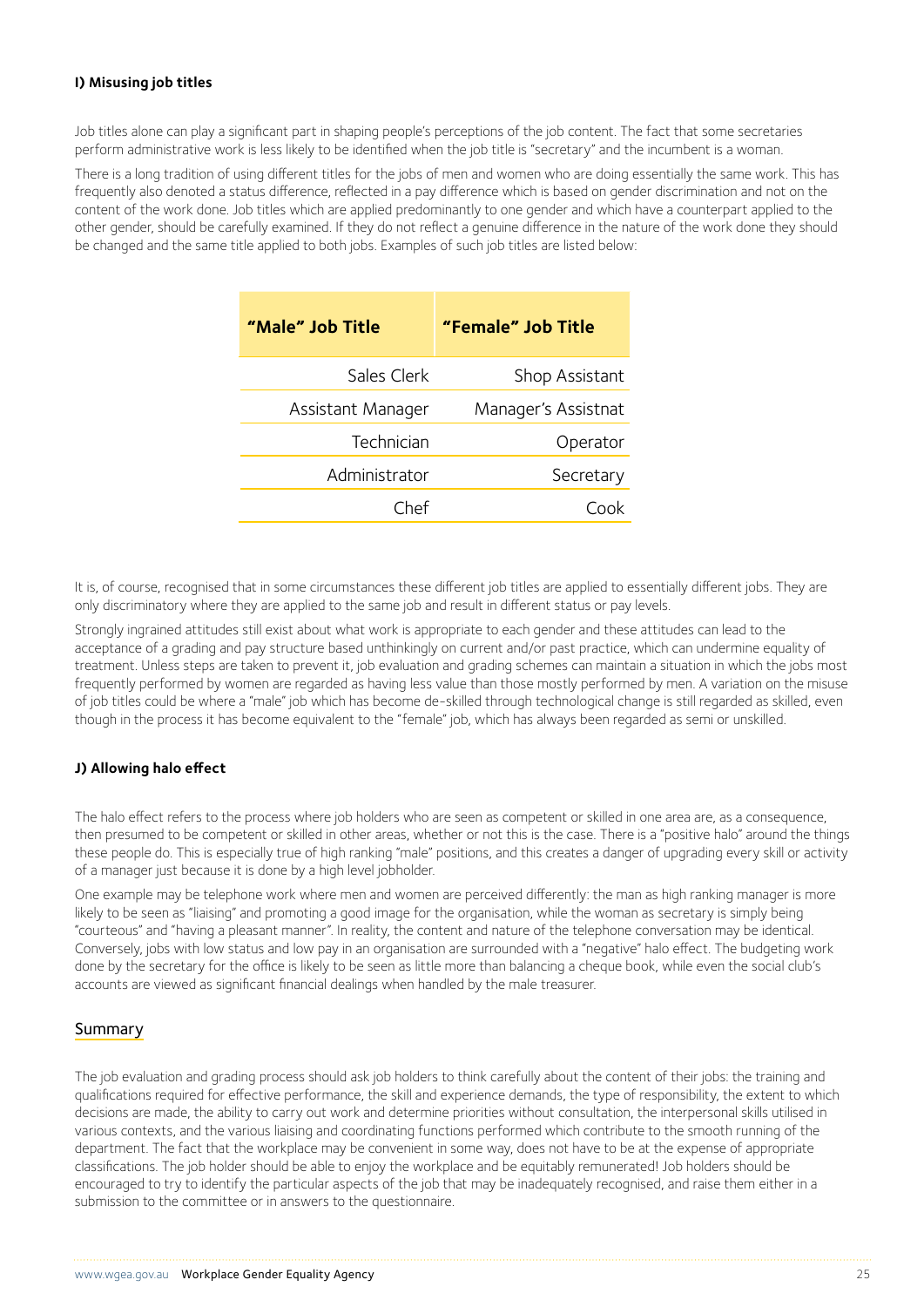**I) Misusing job titles**

Job titles alone can play a significant part in shaping people's perceptions of the job content. The fact that some secretaries perform administrative work is less likely to be identified when the job title is "secretary" and the incumbent is a woman.

There is a long tradition of using different titles for the jobs of men and women who are doing essentially the same work. This has frequently also denoted a status difference, reflected in a pay difference which is based on gender discrimination and not on the content of the work done. Job titles which are applied predominantly to one gender and which have a counterpart applied to the other gender, should be carefully examined. If they do not reflect a genuine difference in the nature of the work done they should be changed and the same title applied to both jobs. Examples of such job titles are listed below:

| "Male" Job Title | "Female" Job Title |
|---:|---:|
| Sales Clerk | Shop Assistant |
| Assistant Manager | Manager's Assistnat |
| Technician | Operator |
| Administrator | Secretary |
| Chef | Cook |

It is, of course, recognised that in some circumstances these different job titles are applied to essentially different jobs. They are only discriminatory where they are applied to the same job and result in different status or pay levels.

Strongly ingrained attitudes still exist about what work is appropriate to each gender and these attitudes can lead to the acceptance of a grading and pay structure based unthinkingly on current and/or past practice, which can undermine equality of treatment. Unless steps are taken to prevent it, job evaluation and grading schemes can maintain a situation in which the jobs most frequently performed by women are regarded as having less value than those mostly performed by men. A variation on the misuse of job titles could be where a "male" job which has become de-skilled through technological change is still regarded as skilled, even though in the process it has become equivalent to the "female" job, which has always been regarded as semi or unskilled.

**J) Allowing halo effect**

The halo effect refers to the process where job holders who are seen as competent or skilled in one area are, as a consequence, then presumed to be competent or skilled in other areas, whether or not this is the case. There is a "positive halo" around the things these people do. This is especially true of high ranking "male" positions, and this creates a danger of upgrading every skill or activity of a manager just because it is done by a high level jobholder.

One example may be telephone work where men and women are perceived differently: the man as high ranking manager is more likely to be seen as "liaising" and promoting a good image for the organisation, while the woman as secretary is simply being "courteous" and "having a pleasant manner". In reality, the content and nature of the telephone conversation may be identical. Conversely, jobs with low status and low pay in an organisation are surrounded with a "negative" halo effect. The budgeting work done by the secretary for the office is likely to be seen as little more than balancing a cheque book, while even the social club's accounts are viewed as significant financial dealings when handled by the male treasurer.

## Summary

The job evaluation and grading process should ask job holders to think carefully about the content of their jobs: the training and qualifications required for effective performance, the skill and experience demands, the type of responsibility, the extent to which decisions are made, the ability to carry out work and determine priorities without consultation, the interpersonal skills utilised in various contexts, and the various liaising and coordinating functions performed which contribute to the smooth running of the department. The fact that the workplace may be convenient in some way, does not have to be at the expense of appropriate classifications. The job holder should be able to enjoy the workplace and be equitably remunerated! Job holders should be encouraged to try to identify the particular aspects of the job that may be inadequately recognised, and raise them either in a submission to the committee or in answers to the questionnaire.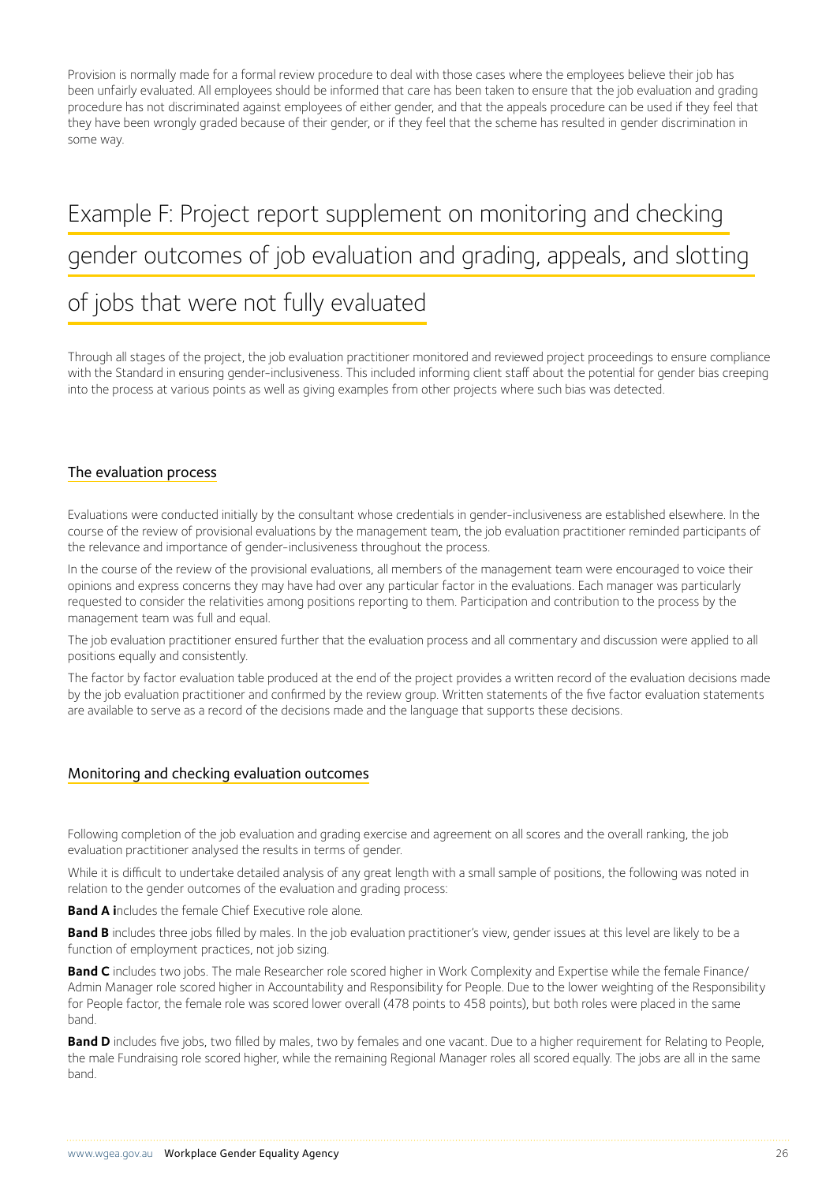Provision is normally made for a formal review procedure to deal with those cases where the employees believe their job has been unfairly evaluated. All employees should be informed that care has been taken to ensure that the job evaluation and grading procedure has not discriminated against employees of either gender, and that the appeals procedure can be used if they feel that they have been wrongly graded because of their gender, or if they feel that the scheme has resulted in gender discrimination in some way.

# Example F: Project report supplement on monitoring and checking gender outcomes of job evaluation and grading, appeals, and slotting of jobs that were not fully evaluated

Through all stages of the project, the job evaluation practitioner monitored and reviewed project proceedings to ensure compliance with the Standard in ensuring gender-inclusiveness. This included informing client staff about the potential for gender bias creeping into the process at various points as well as giving examples from other projects where such bias was detected.

## The evaluation process

Evaluations were conducted initially by the consultant whose credentials in gender-inclusiveness are established elsewhere. In the course of the review of provisional evaluations by the management team, the job evaluation practitioner reminded participants of the relevance and importance of gender-inclusiveness throughout the process.

In the course of the review of the provisional evaluations, all members of the management team were encouraged to voice their opinions and express concerns they may have had over any particular factor in the evaluations. Each manager was particularly requested to consider the relativities among positions reporting to them. Participation and contribution to the process by the management team was full and equal.

The job evaluation practitioner ensured further that the evaluation process and all commentary and discussion were applied to all positions equally and consistently.

The factor by factor evaluation table produced at the end of the project provides a written record of the evaluation decisions made by the job evaluation practitioner and confirmed by the review group. Written statements of the five factor evaluation statements are available to serve as a record of the decisions made and the language that supports these decisions.

## Monitoring and checking evaluation outcomes

Following completion of the job evaluation and grading exercise and agreement on all scores and the overall ranking, the job evaluation practitioner analysed the results in terms of gender.

While it is difficult to undertake detailed analysis of any great length with a small sample of positions, the following was noted in relation to the gender outcomes of the evaluation and grading process:

**Band A i**ncludes the female Chief Executive role alone.

**Band B** includes three jobs filled by males. In the job evaluation practitioner's view, gender issues at this level are likely to be a function of employment practices, not job sizing.

**Band C** includes two jobs. The male Researcher role scored higher in Work Complexity and Expertise while the female Finance/ Admin Manager role scored higher in Accountability and Responsibility for People. Due to the lower weighting of the Responsibility for People factor, the female role was scored lower overall (478 points to 458 points), but both roles were placed in the same band.

**Band D** includes five jobs, two filled by males, two by females and one vacant. Due to a higher requirement for Relating to People, the male Fundraising role scored higher, while the remaining Regional Manager roles all scored equally. The jobs are all in the same band.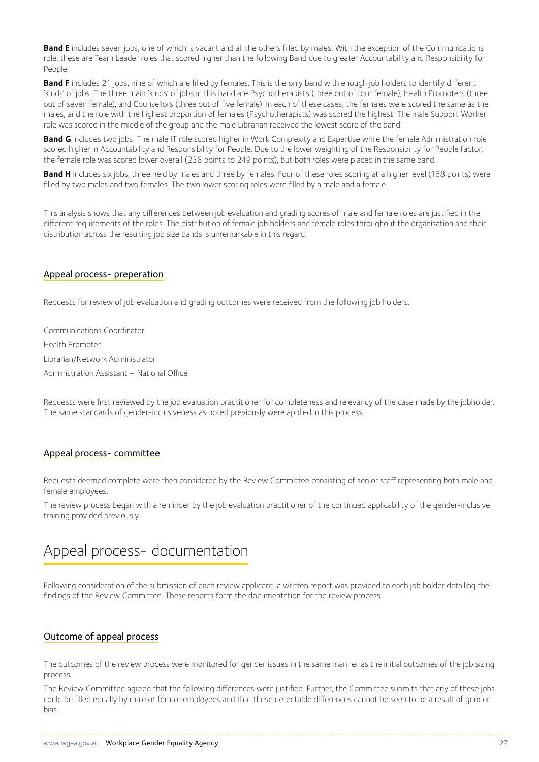**Band E** includes seven jobs, one of which is vacant and all the others filled by males. With the exception of the Communications role, these are Team Leader roles that scored higher than the following Band due to greater Accountability and Responsibility for People.

**Band F** includes 21 jobs, nine of which are filled by females. This is the only band with enough job holders to identify different 'kinds' of jobs. The three main 'kinds' of jobs in this band are Psychotherapists (three out of four female), Health Promoters (three out of seven female), and Counsellors (three out of five female). In each of these cases, the females were scored the same as the males, and the role with the highest proportion of females (Psychotherapists) was scored the highest. The male Support Worker role was scored in the middle of the group and the male Librarian received the lowest score of the band.

**Band G** includes two jobs. The male IT role scored higher in Work Complexity and Expertise while the female Administration role scored higher in Accountability and Responsibility for People. Due to the lower weighting of the Responsibility for People factor, the female role was scored lower overall (236 points to 249 points), but both roles were placed in the same band.

**Band H** includes six jobs, three held by males and three by females. Four of these roles scoring at a higher level (168 points) were filled by two males and two females. The two lower scoring roles were filled by a male and a female.

This analysis shows that any differences between job evaluation and grading scores of male and female roles are justified in the different requirements of the roles. The distribution of female job holders and female roles throughout the organisation and their distribution across the resulting job size bands is unremarkable in this regard.

### Appeal process- preperation

Requests for review of job evaluation and grading outcomes were received from the following job holders:

Communications Coordinator

Health Promoter

Librarian/Network Administrator

Administration Assistant – National Office

Requests were first reviewed by the job evaluation practitioner for completeness and relevancy of the case made by the jobholder. The same standards of gender-inclusiveness as noted previously were applied in this process.

### Appeal process- committee

Requests deemed complete were then considered by the Review Committee consisting of senior staff representing both male and female employees.

The review process began with a reminder by the job evaluation practitioner of the continued applicability of the gender-inclusive training provided previously.

## Appeal process- documentation

Following consideration of the submission of each review applicant, a written report was provided to each job holder detailing the findings of the Review Committee. These reports form the documentation for the review process.

### Outcome of appeal process

The outcomes of the review process were monitored for gender issues in the same manner as the initial outcomes of the job sizing process.

The Review Committee agreed that the following differences were justified. Further, the Committee submits that any of these jobs could be filled equally by male or female employees and that these detectable differences cannot be seen to be a result of gender bias.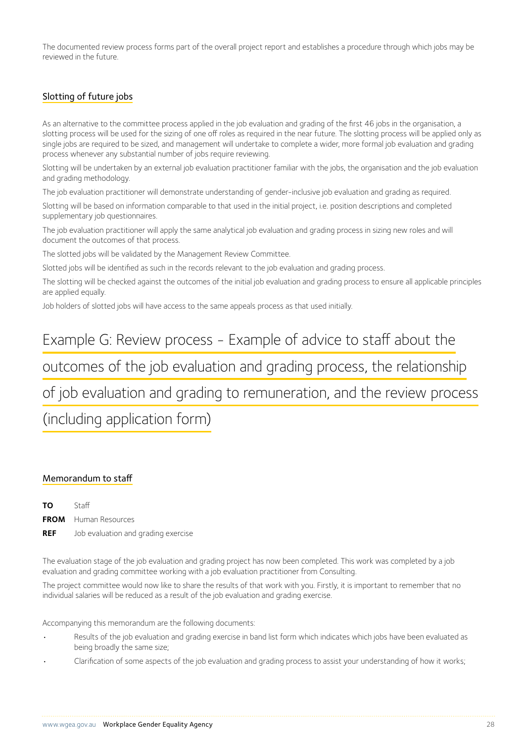The documented review process forms part of the overall project report and establishes a procedure through which jobs may be reviewed in the future.

### Slotting of future jobs

As an alternative to the committee process applied in the job evaluation and grading of the first 46 jobs in the organisation, a slotting process will be used for the sizing of one off roles as required in the near future. The slotting process will be applied only as single jobs are required to be sized, and management will undertake to complete a wider, more formal job evaluation and grading process whenever any substantial number of jobs require reviewing.

Slotting will be undertaken by an external job evaluation practitioner familiar with the jobs, the organisation and the job evaluation and grading methodology.

The job evaluation practitioner will demonstrate understanding of gender-inclusive job evaluation and grading as required.

Slotting will be based on information comparable to that used in the initial project, i.e. position descriptions and completed supplementary job questionnaires.

The job evaluation practitioner will apply the same analytical job evaluation and grading process in sizing new roles and will document the outcomes of that process.

The slotted jobs will be validated by the Management Review Committee.

Slotted jobs will be identified as such in the records relevant to the job evaluation and grading process.

The slotting will be checked against the outcomes of the initial job evaluation and grading process to ensure all applicable principles are applied equally.

Job holders of slotted jobs will have access to the same appeals process as that used initially.

# Example G: Review process - Example of advice to staff about the outcomes of the job evaluation and grading process, the relationship of job evaluation and grading to remuneration, and the review process (including application form)

### Memorandum to staff

**TO** Staff

**FROM** Human Resources

**REF** Job evaluation and grading exercise

The evaluation stage of the job evaluation and grading project has now been completed. This work was completed by a job evaluation and grading committee working with a job evaluation practitioner from Consulting.

The project committee would now like to share the results of that work with you. Firstly, it is important to remember that no individual salaries will be reduced as a result of the job evaluation and grading exercise.

Accompanying this memorandum are the following documents:

- Results of the job evaluation and grading exercise in band list form which indicates which jobs have been evaluated as being broadly the same size;
- Clarification of some aspects of the job evaluation and grading process to assist your understanding of how it works;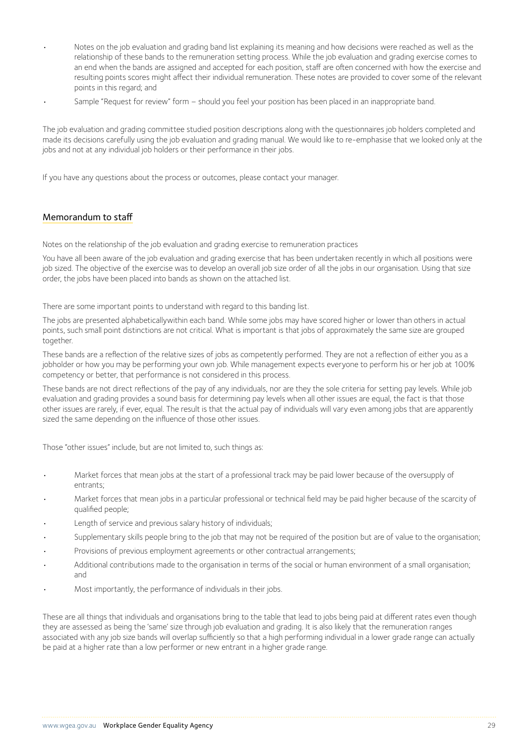- Notes on the job evaluation and grading band list explaining its meaning and how decisions were reached as well as the relationship of these bands to the remuneration setting process. While the job evaluation and grading exercise comes to an end when the bands are assigned and accepted for each position, staff are often concerned with how the exercise and resulting points scores might affect their individual remuneration. These notes are provided to cover some of the relevant points in this regard; and
- Sample "Request for review" form – should you feel your position has been placed in an inappropriate band.

The job evaluation and grading committee studied position descriptions along with the questionnaires job holders completed and made its decisions carefully using the job evaluation and grading manual. We would like to re-emphasise that we looked only at the jobs and not at any individual job holders or their performance in their jobs.

If you have any questions about the process or outcomes, please contact your manager.

## Memorandum to staff

Notes on the relationship of the job evaluation and grading exercise to remuneration practices

You have all been aware of the job evaluation and grading exercise that has been undertaken recently in which all positions were job sized. The objective of the exercise was to develop an overall job size order of all the jobs in our organisation. Using that size order, the jobs have been placed into bands as shown on the attached list.

There are some important points to understand with regard to this banding list.

The jobs are presented alphabeticallywithin each band. While some jobs may have scored higher or lower than others in actual points, such small point distinctions are not critical. What is important is that jobs of approximately the same size are grouped together.

These bands are a reflection of the relative sizes of jobs as competently performed. They are not a reflection of either you as a jobholder or how you may be performing your own job. While management expects everyone to perform his or her job at 100% competency or better, that performance is not considered in this process.

These bands are not direct reflections of the pay of any individuals, nor are they the sole criteria for setting pay levels. While job evaluation and grading provides a sound basis for determining pay levels when all other issues are equal, the fact is that those other issues are rarely, if ever, equal. The result is that the actual pay of individuals will vary even among jobs that are apparently sized the same depending on the influence of those other issues.

Those "other issues" include, but are not limited to, such things as:

- Market forces that mean jobs at the start of a professional track may be paid lower because of the oversupply of entrants;
- Market forces that mean jobs in a particular professional or technical field may be paid higher because of the scarcity of qualified people;
- Length of service and previous salary history of individuals;
- Supplementary skills people bring to the job that may not be required of the position but are of value to the organisation;
- Provisions of previous employment agreements or other contractual arrangements;
- Additional contributions made to the organisation in terms of the social or human environment of a small organisation; and
- Most importantly, the performance of individuals in their jobs.

These are all things that individuals and organisations bring to the table that lead to jobs being paid at different rates even though they are assessed as being the 'same' size through job evaluation and grading. It is also likely that the remuneration ranges associated with any job size bands will overlap sufficiently so that a high performing individual in a lower grade range can actually be paid at a higher rate than a low performer or new entrant in a higher grade range.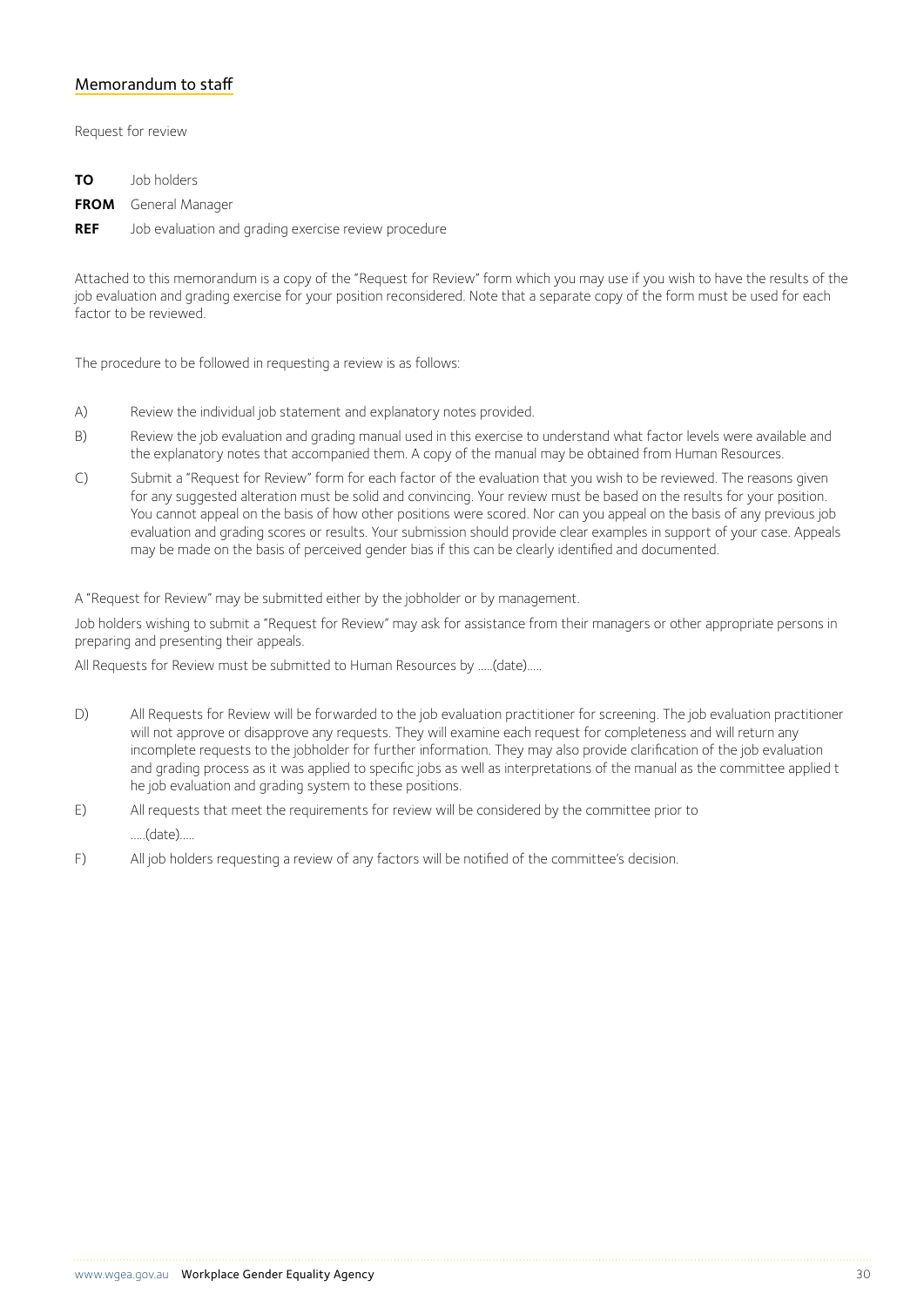## Memorandum to staff

Request for review

**TO** Job holders

**FROM** General Manager

**REF** Job evaluation and grading exercise review procedure

Attached to this memorandum is a copy of the "Request for Review" form which you may use if you wish to have the results of the job evaluation and grading exercise for your position reconsidered. Note that a separate copy of the form must be used for each factor to be reviewed.

The procedure to be followed in requesting a review is as follows:

A) Review the individual job statement and explanatory notes provided.

B) Review the job evaluation and grading manual used in this exercise to understand what factor levels were available and the explanatory notes that accompanied them. A copy of the manual may be obtained from Human Resources.

C) Submit a "Request for Review" form for each factor of the evaluation that you wish to be reviewed. The reasons given for any suggested alteration must be solid and convincing. Your review must be based on the results for your position. You cannot appeal on the basis of how other positions were scored. Nor can you appeal on the basis of any previous job evaluation and grading scores or results. Your submission should provide clear examples in support of your case. Appeals may be made on the basis of perceived gender bias if this can be clearly identified and documented.

A "Request for Review" may be submitted either by the jobholder or by management.

Job holders wishing to submit a "Request for Review" may ask for assistance from their managers or other appropriate persons in preparing and presenting their appeals.

All Requests for Review must be submitted to Human Resources by .....(date).....

D) All Requests for Review will be forwarded to the job evaluation practitioner for screening. The job evaluation practitioner will not approve or disapprove any requests. They will examine each request for completeness and will return any incomplete requests to the jobholder for further information. They may also provide clarification of the job evaluation and grading process as it was applied to specific jobs as well as interpretations of the manual as the committee applied the job evaluation and grading system to these positions.

E) All requests that meet the requirements for review will be considered by the committee prior to .....(date).....

F) All job holders requesting a review of any factors will be notified of the committee's decision.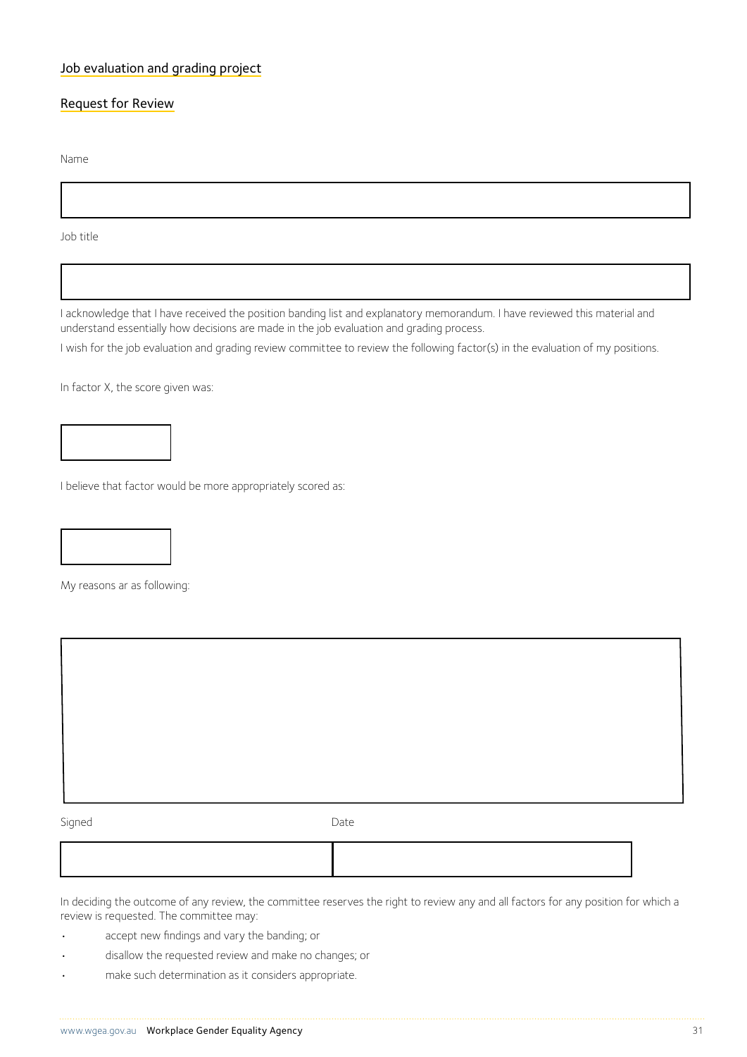## Job evaluation and grading project

## Request for Review

Name

Job title

I acknowledge that I have received the position banding list and explanatory memorandum. I have reviewed this material and understand essentially how decisions are made in the job evaluation and grading process.

I wish for the job evaluation and grading review committee to review the following factor(s) in the evaluation of my positions.

In factor X, the score given was:

I believe that factor would be more appropriately scored as:

My reasons ar as following:

Signed

Date

In deciding the outcome of any review, the committee reserves the right to review any and all factors for any position for which a review is requested. The committee may:

- accept new findings and vary the banding; or
- disallow the requested review and make no changes; or
- make such determination as it considers appropriate.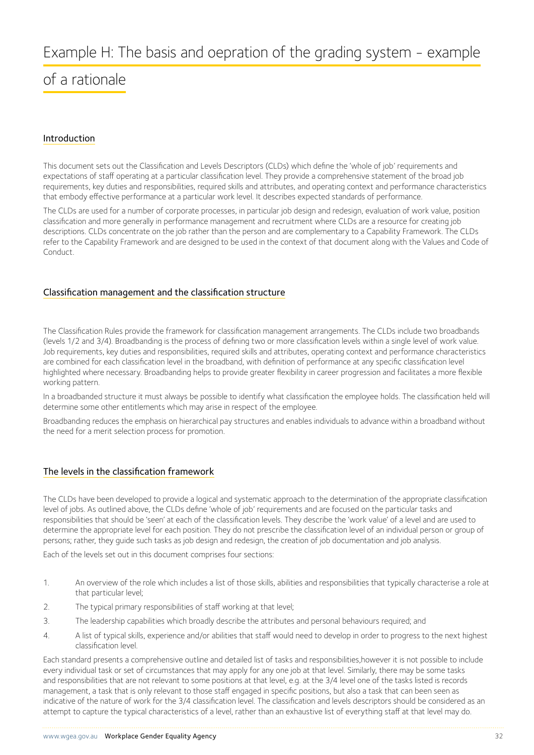# Example H: The basis and oepration of the grading system - example of a rationale

## Introduction

This document sets out the Classification and Levels Descriptors (CLDs) which define the 'whole of job' requirements and expectations of staff operating at a particular classification level. They provide a comprehensive statement of the broad job requirements, key duties and responsibilities, required skills and attributes, and operating context and performance characteristics that embody effective performance at a particular work level. It describes expected standards of performance.

The CLDs are used for a number of corporate processes, in particular job design and redesign, evaluation of work value, position classification and more generally in performance management and recruitment where CLDs are a resource for creating job descriptions. CLDs concentrate on the job rather than the person and are complementary to a Capability Framework. The CLDs refer to the Capability Framework and are designed to be used in the context of that document along with the Values and Code of Conduct.

## Classification management and the classification structure

The Classification Rules provide the framework for classification management arrangements. The CLDs include two broadbands (levels 1/2 and 3/4). Broadbanding is the process of defining two or more classification levels within a single level of work value. Job requirements, key duties and responsibilities, required skills and attributes, operating context and performance characteristics are combined for each classification level in the broadband, with definition of performance at any specific classification level highlighted where necessary. Broadbanding helps to provide greater flexibility in career progression and facilitates a more flexible working pattern.

In a broadbanded structure it must always be possible to identify what classification the employee holds. The classification held will determine some other entitlements which may arise in respect of the employee.

Broadbanding reduces the emphasis on hierarchical pay structures and enables individuals to advance within a broadband without the need for a merit selection process for promotion.

## The levels in the classification framework

The CLDs have been developed to provide a logical and systematic approach to the determination of the appropriate classification level of jobs. As outlined above, the CLDs define 'whole of job' requirements and are focused on the particular tasks and responsibilities that should be 'seen' at each of the classification levels. They describe the 'work value' of a level and are used to determine the appropriate level for each position. They do not prescribe the classification level of an individual person or group of persons; rather, they guide such tasks as job design and redesign, the creation of job documentation and job analysis.

Each of the levels set out in this document comprises four sections:

1. An overview of the role which includes a list of those skills, abilities and responsibilities that typically characterise a role at that particular level;
2. The typical primary responsibilities of staff working at that level;
3. The leadership capabilities which broadly describe the attributes and personal behaviours required; and
4. A list of typical skills, experience and/or abilities that staff would need to develop in order to progress to the next highest classification level.

Each standard presents a comprehensive outline and detailed list of tasks and responsibilities,however it is not possible to include every individual task or set of circumstances that may apply for any one job at that level. Similarly, there may be some tasks and responsibilities that are not relevant to some positions at that level, e.g. at the 3/4 level one of the tasks listed is records management, a task that is only relevant to those staff engaged in specific positions, but also a task that can been seen as indicative of the nature of work for the 3/4 classification level. The classification and levels descriptors should be considered as an attempt to capture the typical characteristics of a level, rather than an exhaustive list of everything staff at that level may do.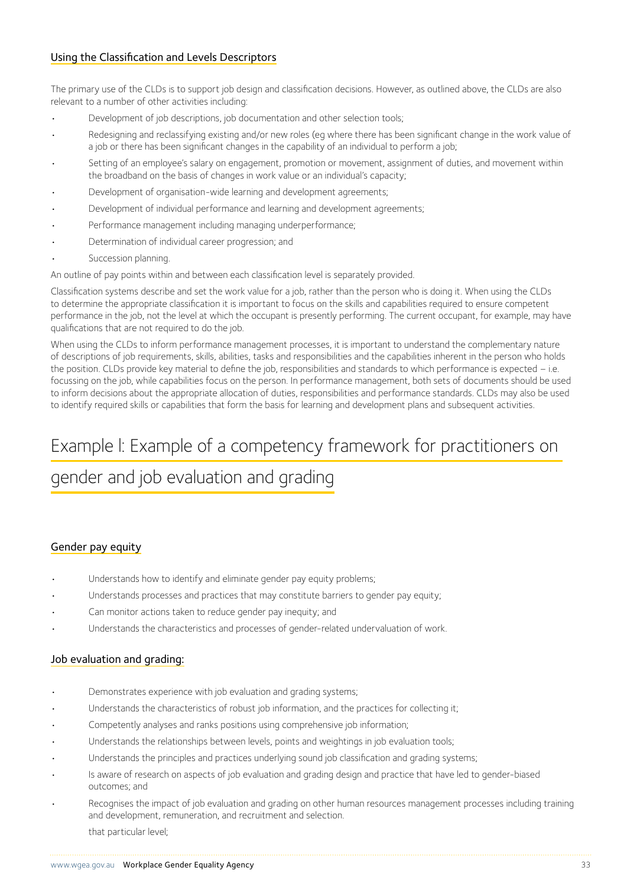### Using the Classification and Levels Descriptors

The primary use of the CLDs is to support job design and classification decisions. However, as outlined above, the CLDs are also relevant to a number of other activities including:

- Development of job descriptions, job documentation and other selection tools;
- Redesigning and reclassifying existing and/or new roles (eg where there has been significant change in the work value of a job or there has been significant changes in the capability of an individual to perform a job;
- Setting of an employee's salary on engagement, promotion or movement, assignment of duties, and movement within the broadband on the basis of changes in work value or an individual's capacity;
- Development of organisation-wide learning and development agreements;
- Development of individual performance and learning and development agreements;
- Performance management including managing underperformance;
- Determination of individual career progression; and
- Succession planning.

An outline of pay points within and between each classification level is separately provided.

Classification systems describe and set the work value for a job, rather than the person who is doing it. When using the CLDs to determine the appropriate classification it is important to focus on the skills and capabilities required to ensure competent performance in the job, not the level at which the occupant is presently performing. The current occupant, for example, may have qualifications that are not required to do the job.

When using the CLDs to inform performance management processes, it is important to understand the complementary nature of descriptions of job requirements, skills, abilities, tasks and responsibilities and the capabilities inherent in the person who holds the position. CLDs provide key material to define the job, responsibilities and standards to which performance is expected – i.e. focussing on the job, while capabilities focus on the person. In performance management, both sets of documents should be used to inform decisions about the appropriate allocation of duties, responsibilities and performance standards. CLDs may also be used to identify required skills or capabilities that form the basis for learning and development plans and subsequent activities.

# Example I: Example of a competency framework for practitioners on gender and job evaluation and grading

### Gender pay equity

- Understands how to identify and eliminate gender pay equity problems;
- Understands processes and practices that may constitute barriers to gender pay equity;
- Can monitor actions taken to reduce gender pay inequity; and
- Understands the characteristics and processes of gender-related undervaluation of work.

### Job evaluation and grading:

- Demonstrates experience with job evaluation and grading systems;
- Understands the characteristics of robust job information, and the practices for collecting it;
- Competently analyses and ranks positions using comprehensive job information;
- Understands the relationships between levels, points and weightings in job evaluation tools;
- Understands the principles and practices underlying sound job classification and grading systems;
- Is aware of research on aspects of job evaluation and grading design and practice that have led to gender-biased outcomes; and
- Recognises the impact of job evaluation and grading on other human resources management processes including training and development, remuneration, and recruitment and selection.

  that particular level;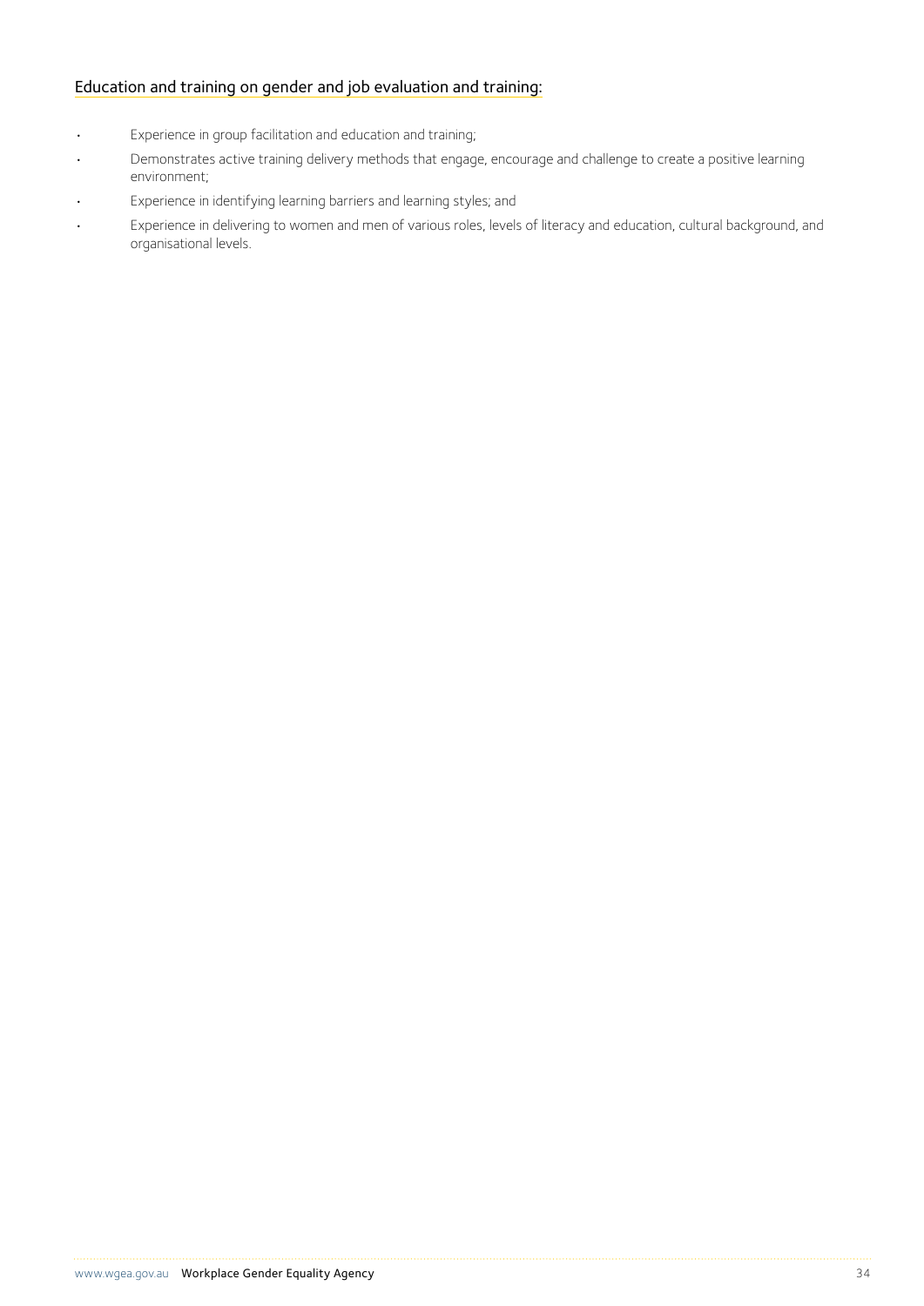Education and training on gender and job evaluation and training:

- Experience in group facilitation and education and training;
- Demonstrates active training delivery methods that engage, encourage and challenge to create a positive learning environment;
- Experience in identifying learning barriers and learning styles; and
- Experience in delivering to women and men of various roles, levels of literacy and education, cultural background, and organisational levels.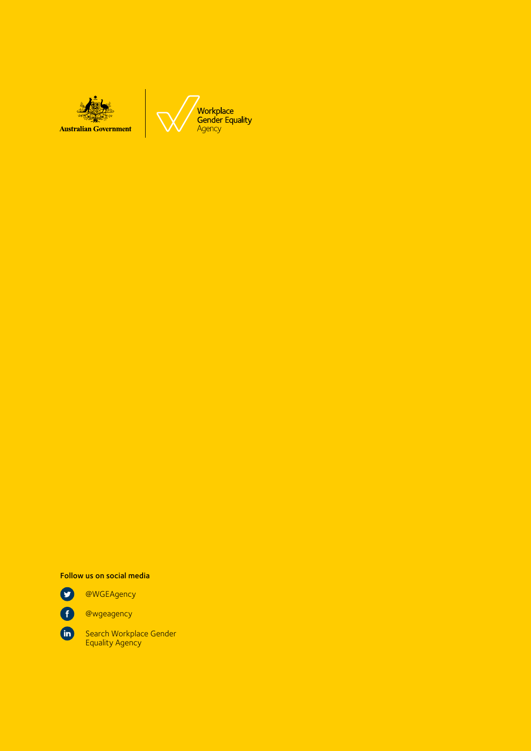Australian Government

Workplace Gender Equality Agency

**Follow us on social media**

@WGEAgency

@wgeagency

Search Workplace Gender Equality Agency